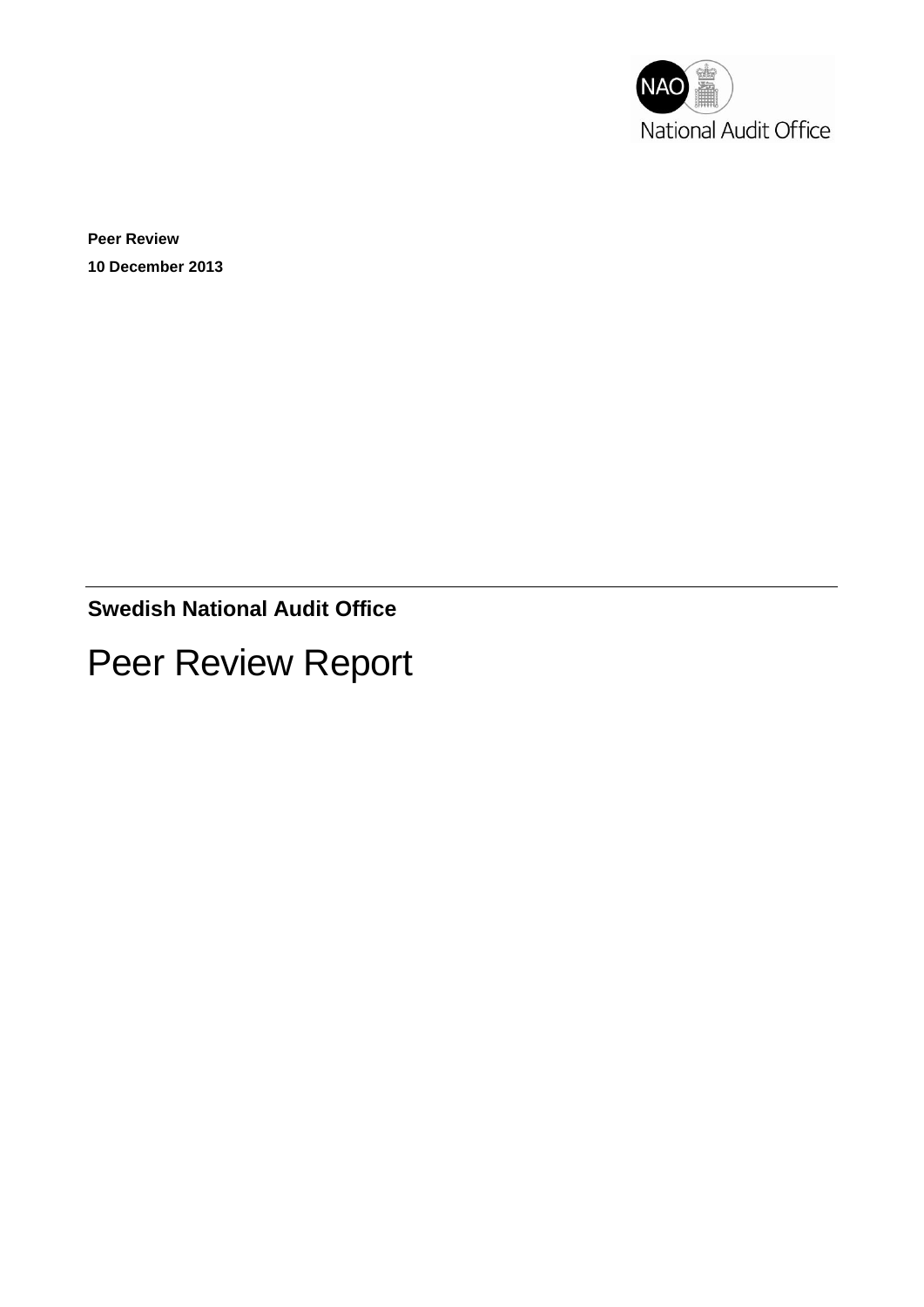NAO National Audit Office

**Peer Review**

**10 December 2013**

**Swedish National Audit Office**

# Peer Review Report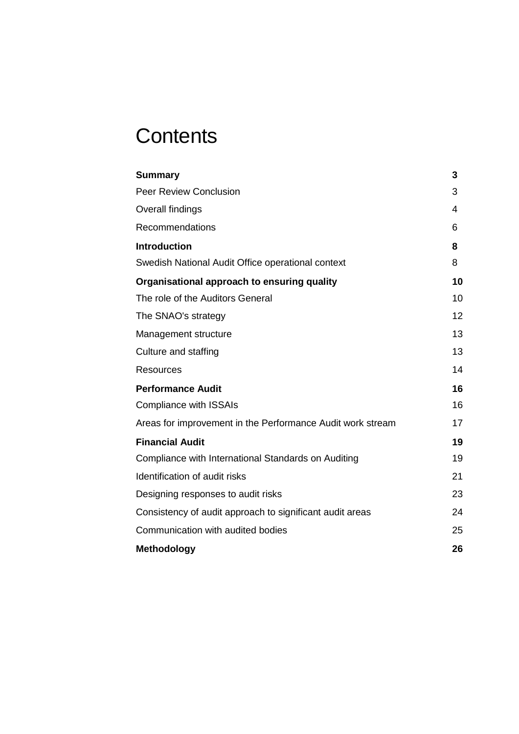# Contents

| | |
|---|---|
| **Summary** | **3** |
| Peer Review Conclusion | 3 |
| Overall findings | 4 |
| Recommendations | 6 |
| **Introduction** | **8** |
| Swedish National Audit Office operational context | 8 |
| **Organisational approach to ensuring quality** | **10** |
| The role of the Auditors General | 10 |
| The SNAO's strategy | 12 |
| Management structure | 13 |
| Culture and staffing | 13 |
| Resources | 14 |
| **Performance Audit** | **16** |
| Compliance with ISSAIs | 16 |
| Areas for improvement in the Performance Audit work stream | 17 |
| **Financial Audit** | **19** |
| Compliance with International Standards on Auditing | 19 |
| Identification of audit risks | 21 |
| Designing responses to audit risks | 23 |
| Consistency of audit approach to significant audit areas | 24 |
| Communication with audited bodies | 25 |
| **Methodology** | **26** |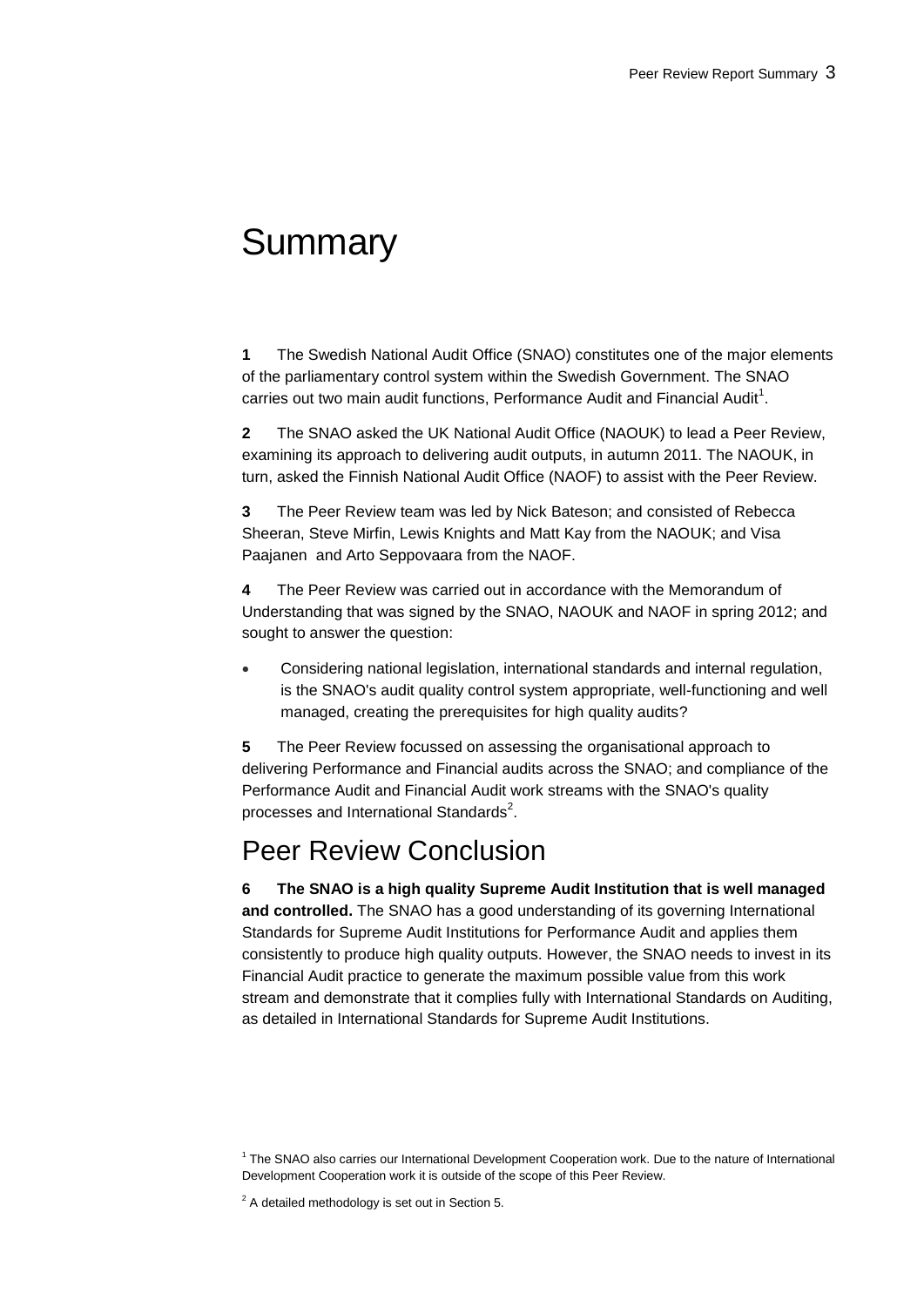# Summary

**1** The Swedish National Audit Office (SNAO) constitutes one of the major elements of the parliamentary control system within the Swedish Government. The SNAO carries out two main audit functions, Performance Audit and Financial Audit[1].

**2** The SNAO asked the UK National Audit Office (NAOUK) to lead a Peer Review, examining its approach to delivering audit outputs, in autumn 2011. The NAOUK, in turn, asked the Finnish National Audit Office (NAOF) to assist with the Peer Review.

**3** The Peer Review team was led by Nick Bateson; and consisted of Rebecca Sheeran, Steve Mirfin, Lewis Knights and Matt Kay from the NAOUK; and Visa Paajanen and Arto Seppovaara from the NAOF.

**4** The Peer Review was carried out in accordance with the Memorandum of Understanding that was signed by the SNAO, NAOUK and NAOF in spring 2012; and sought to answer the question:

- Considering national legislation, international standards and internal regulation, is the SNAO's audit quality control system appropriate, well-functioning and well managed, creating the prerequisites for high quality audits?

**5** The Peer Review focussed on assessing the organisational approach to delivering Performance and Financial audits across the SNAO; and compliance of the Performance Audit and Financial Audit work streams with the SNAO's quality processes and International Standards[2].

## Peer Review Conclusion

**6 The SNAO is a high quality Supreme Audit Institution that is well managed and controlled.** The SNAO has a good understanding of its governing International Standards for Supreme Audit Institutions for Performance Audit and applies them consistently to produce high quality outputs. However, the SNAO needs to invest in its Financial Audit practice to generate the maximum possible value from this work stream and demonstrate that it complies fully with International Standards on Auditing, as detailed in International Standards for Supreme Audit Institutions.

[1] The SNAO also carries our International Development Cooperation work. Due to the nature of International Development Cooperation work it is outside of the scope of this Peer Review.

[2] A detailed methodology is set out in Section 5.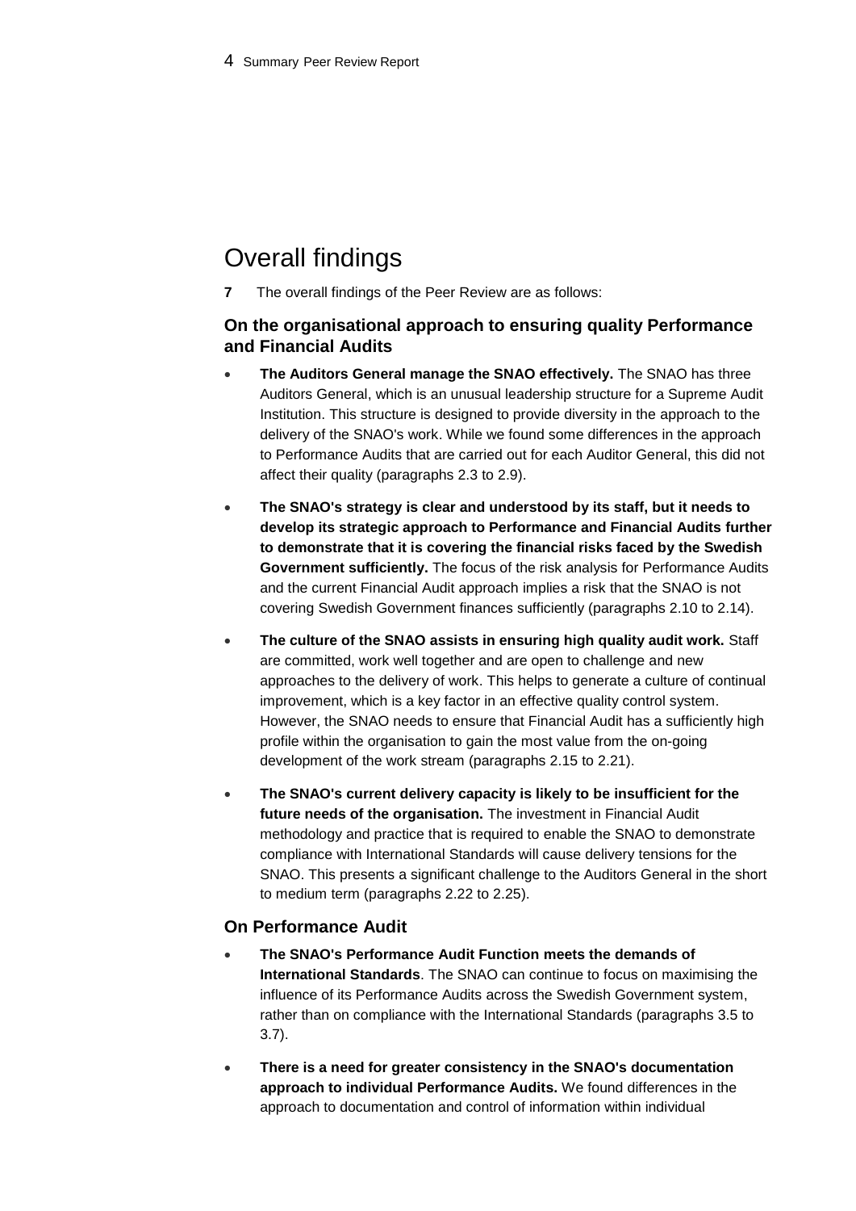# Overall findings

**7** The overall findings of the Peer Review are as follows:

## On the organisational approach to ensuring quality Performance and Financial Audits

- **The Auditors General manage the SNAO effectively.** The SNAO has three Auditors General, which is an unusual leadership structure for a Supreme Audit Institution. This structure is designed to provide diversity in the approach to the delivery of the SNAO's work. While we found some differences in the approach to Performance Audits that are carried out for each Auditor General, this did not affect their quality (paragraphs 2.3 to 2.9).
- **The SNAO's strategy is clear and understood by its staff, but it needs to develop its strategic approach to Performance and Financial Audits further to demonstrate that it is covering the financial risks faced by the Swedish Government sufficiently.** The focus of the risk analysis for Performance Audits and the current Financial Audit approach implies a risk that the SNAO is not covering Swedish Government finances sufficiently (paragraphs 2.10 to 2.14).
- **The culture of the SNAO assists in ensuring high quality audit work.** Staff are committed, work well together and are open to challenge and new approaches to the delivery of work. This helps to generate a culture of continual improvement, which is a key factor in an effective quality control system. However, the SNAO needs to ensure that Financial Audit has a sufficiently high profile within the organisation to gain the most value from the on-going development of the work stream (paragraphs 2.15 to 2.21).
- **The SNAO's current delivery capacity is likely to be insufficient for the future needs of the organisation.** The investment in Financial Audit methodology and practice that is required to enable the SNAO to demonstrate compliance with International Standards will cause delivery tensions for the SNAO. This presents a significant challenge to the Auditors General in the short to medium term (paragraphs 2.22 to 2.25).

## On Performance Audit

- **The SNAO's Performance Audit Function meets the demands of International Standards**. The SNAO can continue to focus on maximising the influence of its Performance Audits across the Swedish Government system, rather than on compliance with the International Standards (paragraphs 3.5 to 3.7).
- **There is a need for greater consistency in the SNAO's documentation approach to individual Performance Audits.** We found differences in the approach to documentation and control of information within individual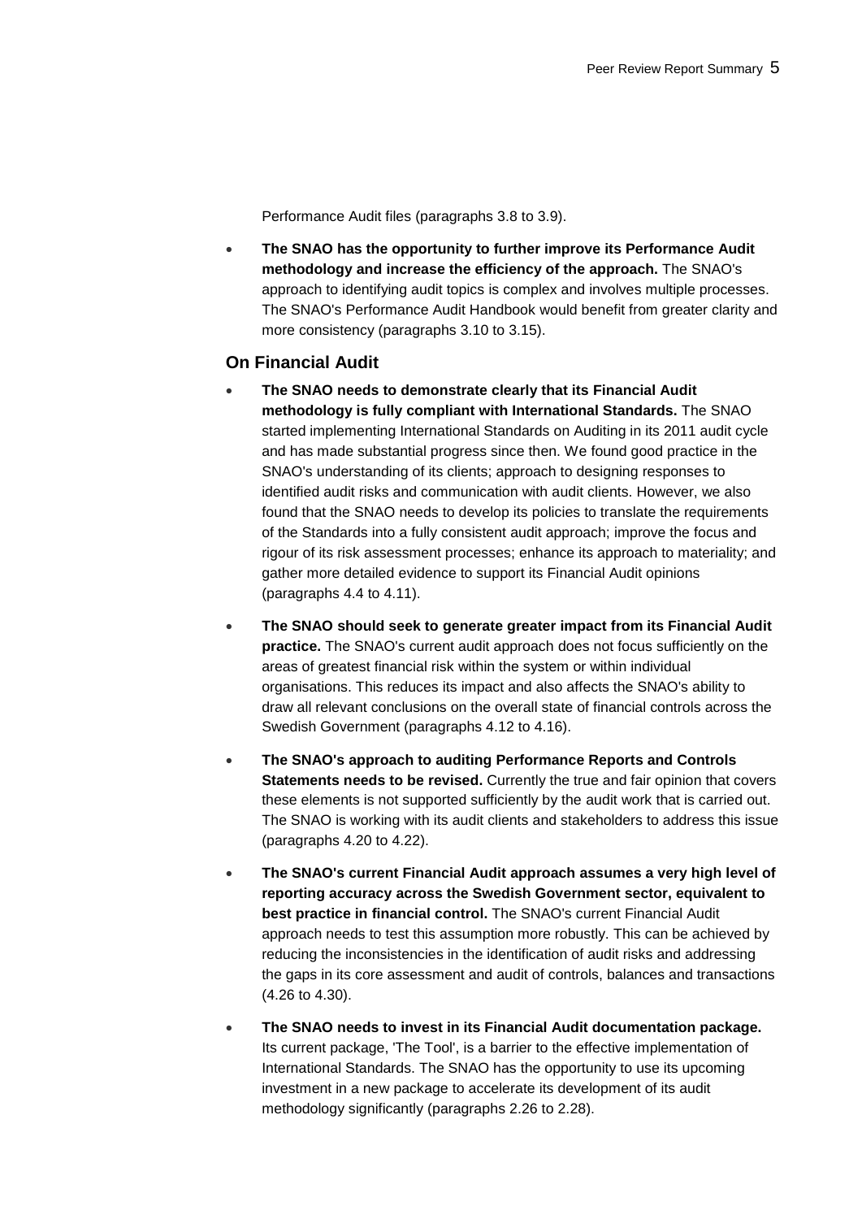Performance Audit files (paragraphs 3.8 to 3.9).

- **The SNAO has the opportunity to further improve its Performance Audit methodology and increase the efficiency of the approach.** The SNAO's approach to identifying audit topics is complex and involves multiple processes. The SNAO's Performance Audit Handbook would benefit from greater clarity and more consistency (paragraphs 3.10 to 3.15).

### On Financial Audit

- **The SNAO needs to demonstrate clearly that its Financial Audit methodology is fully compliant with International Standards.** The SNAO started implementing International Standards on Auditing in its 2011 audit cycle and has made substantial progress since then. We found good practice in the SNAO's understanding of its clients; approach to designing responses to identified audit risks and communication with audit clients. However, we also found that the SNAO needs to develop its policies to translate the requirements of the Standards into a fully consistent audit approach; improve the focus and rigour of its risk assessment processes; enhance its approach to materiality; and gather more detailed evidence to support its Financial Audit opinions (paragraphs 4.4 to 4.11).

- **The SNAO should seek to generate greater impact from its Financial Audit practice.** The SNAO's current audit approach does not focus sufficiently on the areas of greatest financial risk within the system or within individual organisations. This reduces its impact and also affects the SNAO's ability to draw all relevant conclusions on the overall state of financial controls across the Swedish Government (paragraphs 4.12 to 4.16).

- **The SNAO's approach to auditing Performance Reports and Controls Statements needs to be revised.** Currently the true and fair opinion that covers these elements is not supported sufficiently by the audit work that is carried out. The SNAO is working with its audit clients and stakeholders to address this issue (paragraphs 4.20 to 4.22).

- **The SNAO's current Financial Audit approach assumes a very high level of reporting accuracy across the Swedish Government sector, equivalent to best practice in financial control.** The SNAO's current Financial Audit approach needs to test this assumption more robustly. This can be achieved by reducing the inconsistencies in the identification of audit risks and addressing the gaps in its core assessment and audit of controls, balances and transactions (4.26 to 4.30).

- **The SNAO needs to invest in its Financial Audit documentation package.** Its current package, 'The Tool', is a barrier to the effective implementation of International Standards. The SNAO has the opportunity to use its upcoming investment in a new package to accelerate its development of its audit methodology significantly (paragraphs 2.26 to 2.28).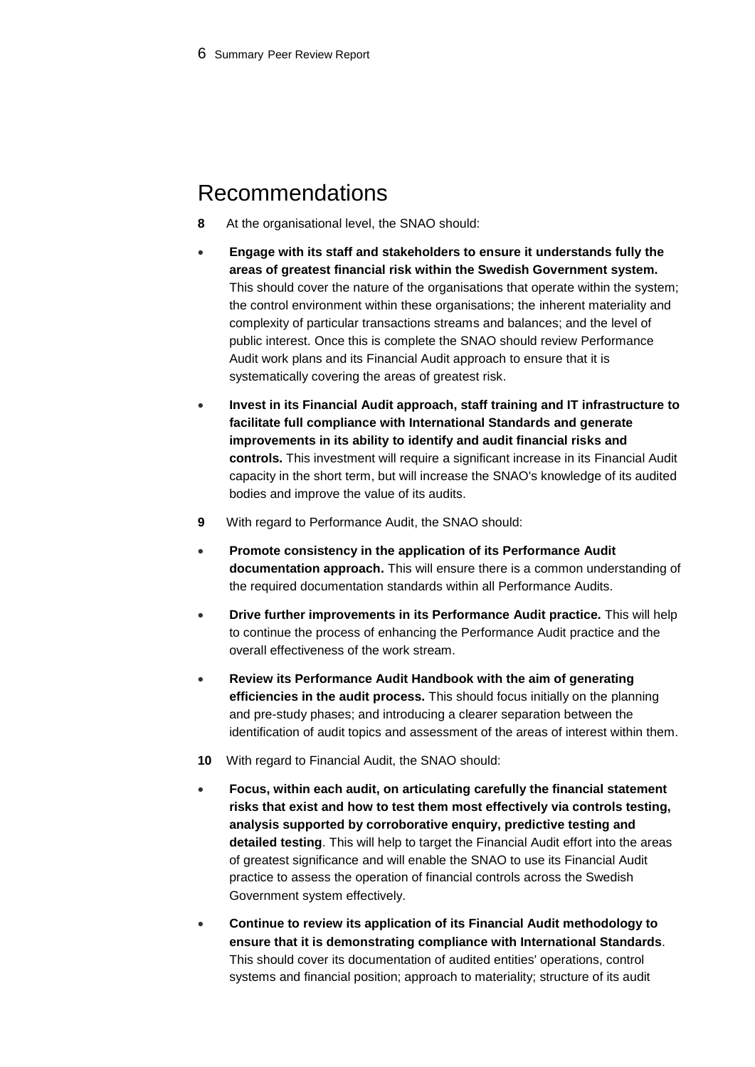## Recommendations

**8** At the organisational level, the SNAO should:

- **Engage with its staff and stakeholders to ensure it understands fully the areas of greatest financial risk within the Swedish Government system.** This should cover the nature of the organisations that operate within the system; the control environment within these organisations; the inherent materiality and complexity of particular transactions streams and balances; and the level of public interest. Once this is complete the SNAO should review Performance Audit work plans and its Financial Audit approach to ensure that it is systematically covering the areas of greatest risk.
- **Invest in its Financial Audit approach, staff training and IT infrastructure to facilitate full compliance with International Standards and generate improvements in its ability to identify and audit financial risks and controls.** This investment will require a significant increase in its Financial Audit capacity in the short term, but will increase the SNAO's knowledge of its audited bodies and improve the value of its audits.

**9** With regard to Performance Audit, the SNAO should:

- **Promote consistency in the application of its Performance Audit documentation approach.** This will ensure there is a common understanding of the required documentation standards within all Performance Audits.
- **Drive further improvements in its Performance Audit practice.** This will help to continue the process of enhancing the Performance Audit practice and the overall effectiveness of the work stream.
- **Review its Performance Audit Handbook with the aim of generating efficiencies in the audit process.** This should focus initially on the planning and pre-study phases; and introducing a clearer separation between the identification of audit topics and assessment of the areas of interest within them.

**10** With regard to Financial Audit, the SNAO should:

- **Focus, within each audit, on articulating carefully the financial statement risks that exist and how to test them most effectively via controls testing, analysis supported by corroborative enquiry, predictive testing and detailed testing**. This will help to target the Financial Audit effort into the areas of greatest significance and will enable the SNAO to use its Financial Audit practice to assess the operation of financial controls across the Swedish Government system effectively.
- **Continue to review its application of its Financial Audit methodology to ensure that it is demonstrating compliance with International Standards**. This should cover its documentation of audited entities' operations, control systems and financial position; approach to materiality; structure of its audit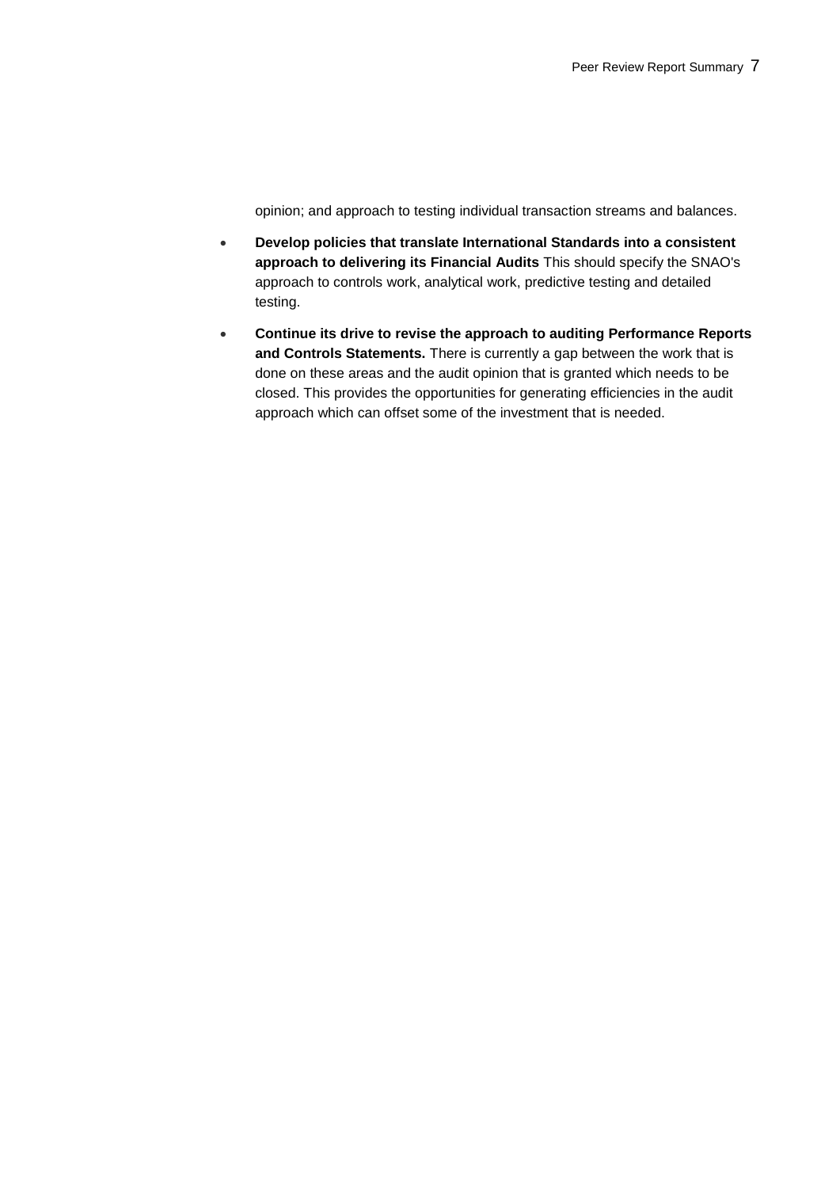opinion; and approach to testing individual transaction streams and balances.

- **Develop policies that translate International Standards into a consistent approach to delivering its Financial Audits** This should specify the SNAO's approach to controls work, analytical work, predictive testing and detailed testing.
- **Continue its drive to revise the approach to auditing Performance Reports and Controls Statements.** There is currently a gap between the work that is done on these areas and the audit opinion that is granted which needs to be closed. This provides the opportunities for generating efficiencies in the audit approach which can offset some of the investment that is needed.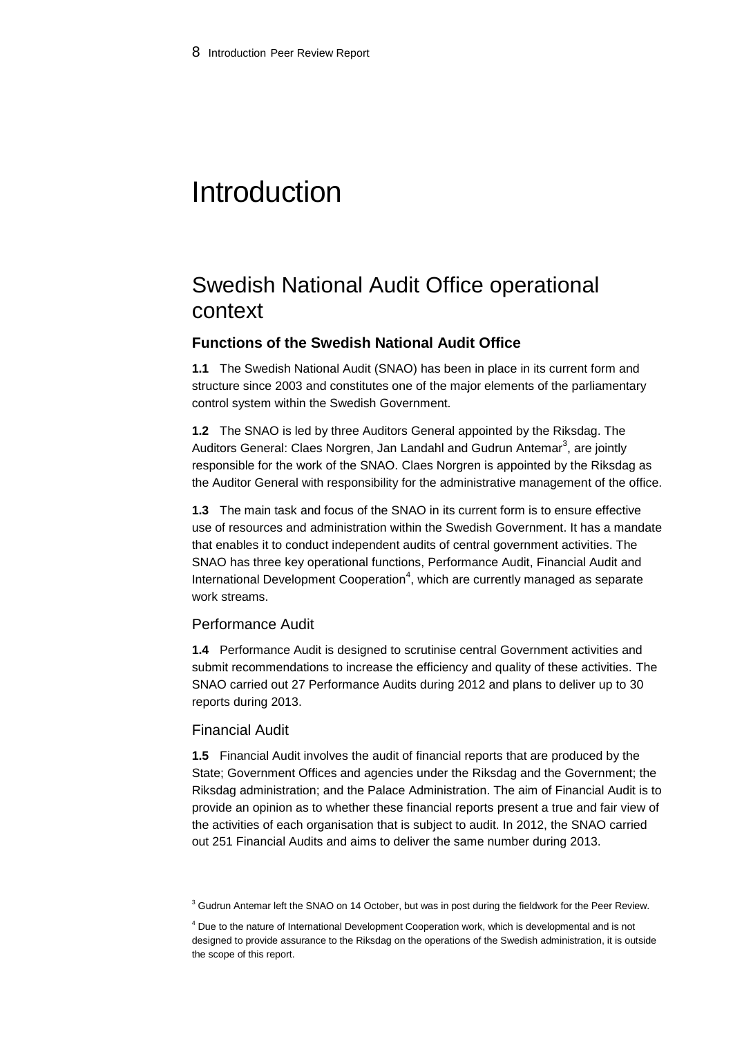# Introduction

## Swedish National Audit Office operational context

### Functions of the Swedish National Audit Office

**1.1** The Swedish National Audit (SNAO) has been in place in its current form and structure since 2003 and constitutes one of the major elements of the parliamentary control system within the Swedish Government.

**1.2** The SNAO is led by three Auditors General appointed by the Riksdag. The Auditors General: Claes Norgren, Jan Landahl and Gudrun Antemar[3], are jointly responsible for the work of the SNAO. Claes Norgren is appointed by the Riksdag as the Auditor General with responsibility for the administrative management of the office.

**1.3** The main task and focus of the SNAO in its current form is to ensure effective use of resources and administration within the Swedish Government. It has a mandate that enables it to conduct independent audits of central government activities. The SNAO has three key operational functions, Performance Audit, Financial Audit and International Development Cooperation[4], which are currently managed as separate work streams.

#### Performance Audit

**1.4** Performance Audit is designed to scrutinise central Government activities and submit recommendations to increase the efficiency and quality of these activities. The SNAO carried out 27 Performance Audits during 2012 and plans to deliver up to 30 reports during 2013.

#### Financial Audit

**1.5** Financial Audit involves the audit of financial reports that are produced by the State; Government Offices and agencies under the Riksdag and the Government; the Riksdag administration; and the Palace Administration. The aim of Financial Audit is to provide an opinion as to whether these financial reports present a true and fair view of the activities of each organisation that is subject to audit. In 2012, the SNAO carried out 251 Financial Audits and aims to deliver the same number during 2013.

---

[3] Gudrun Antemar left the SNAO on 14 October, but was in post during the fieldwork for the Peer Review.

[4] Due to the nature of International Development Cooperation work, which is developmental and is not designed to provide assurance to the Riksdag on the operations of the Swedish administration, it is outside the scope of this report.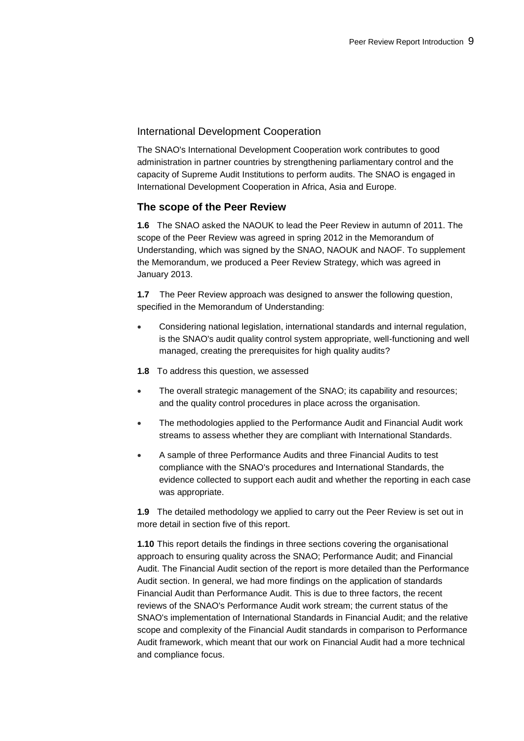### International Development Cooperation

The SNAO's International Development Cooperation work contributes to good administration in partner countries by strengthening parliamentary control and the capacity of Supreme Audit Institutions to perform audits. The SNAO is engaged in International Development Cooperation in Africa, Asia and Europe.

## The scope of the Peer Review

**1.6** The SNAO asked the NAOUK to lead the Peer Review in autumn of 2011. The scope of the Peer Review was agreed in spring 2012 in the Memorandum of Understanding, which was signed by the SNAO, NAOUK and NAOF. To supplement the Memorandum, we produced a Peer Review Strategy, which was agreed in January 2013.

**1.7** The Peer Review approach was designed to answer the following question, specified in the Memorandum of Understanding:

- Considering national legislation, international standards and internal regulation, is the SNAO's audit quality control system appropriate, well-functioning and well managed, creating the prerequisites for high quality audits?

**1.8** To address this question, we assessed

- The overall strategic management of the SNAO; its capability and resources; and the quality control procedures in place across the organisation.
- The methodologies applied to the Performance Audit and Financial Audit work streams to assess whether they are compliant with International Standards.
- A sample of three Performance Audits and three Financial Audits to test compliance with the SNAO's procedures and International Standards, the evidence collected to support each audit and whether the reporting in each case was appropriate.

**1.9** The detailed methodology we applied to carry out the Peer Review is set out in more detail in section five of this report.

**1.10** This report details the findings in three sections covering the organisational approach to ensuring quality across the SNAO; Performance Audit; and Financial Audit. The Financial Audit section of the report is more detailed than the Performance Audit section. In general, we had more findings on the application of standards Financial Audit than Performance Audit. This is due to three factors, the recent reviews of the SNAO's Performance Audit work stream; the current status of the SNAO's implementation of International Standards in Financial Audit; and the relative scope and complexity of the Financial Audit standards in comparison to Performance Audit framework, which meant that our work on Financial Audit had a more technical and compliance focus.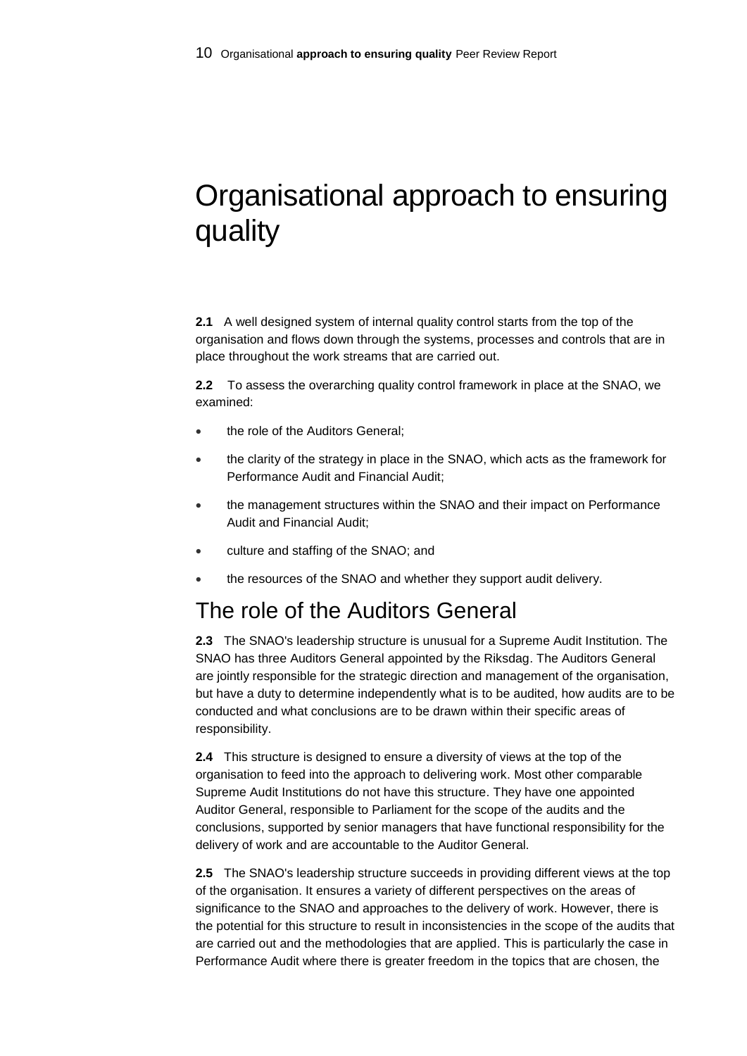# Organisational approach to ensuring quality

**2.1** A well designed system of internal quality control starts from the top of the organisation and flows down through the systems, processes and controls that are in place throughout the work streams that are carried out.

**2.2** To assess the overarching quality control framework in place at the SNAO, we examined:

- the role of the Auditors General;
- the clarity of the strategy in place in the SNAO, which acts as the framework for Performance Audit and Financial Audit;
- the management structures within the SNAO and their impact on Performance Audit and Financial Audit;
- culture and staffing of the SNAO; and
- the resources of the SNAO and whether they support audit delivery.

## The role of the Auditors General

**2.3** The SNAO's leadership structure is unusual for a Supreme Audit Institution. The SNAO has three Auditors General appointed by the Riksdag. The Auditors General are jointly responsible for the strategic direction and management of the organisation, but have a duty to determine independently what is to be audited, how audits are to be conducted and what conclusions are to be drawn within their specific areas of responsibility.

**2.4** This structure is designed to ensure a diversity of views at the top of the organisation to feed into the approach to delivering work. Most other comparable Supreme Audit Institutions do not have this structure. They have one appointed Auditor General, responsible to Parliament for the scope of the audits and the conclusions, supported by senior managers that have functional responsibility for the delivery of work and are accountable to the Auditor General.

**2.5** The SNAO's leadership structure succeeds in providing different views at the top of the organisation. It ensures a variety of different perspectives on the areas of significance to the SNAO and approaches to the delivery of work. However, there is the potential for this structure to result in inconsistencies in the scope of the audits that are carried out and the methodologies that are applied. This is particularly the case in Performance Audit where there is greater freedom in the topics that are chosen, the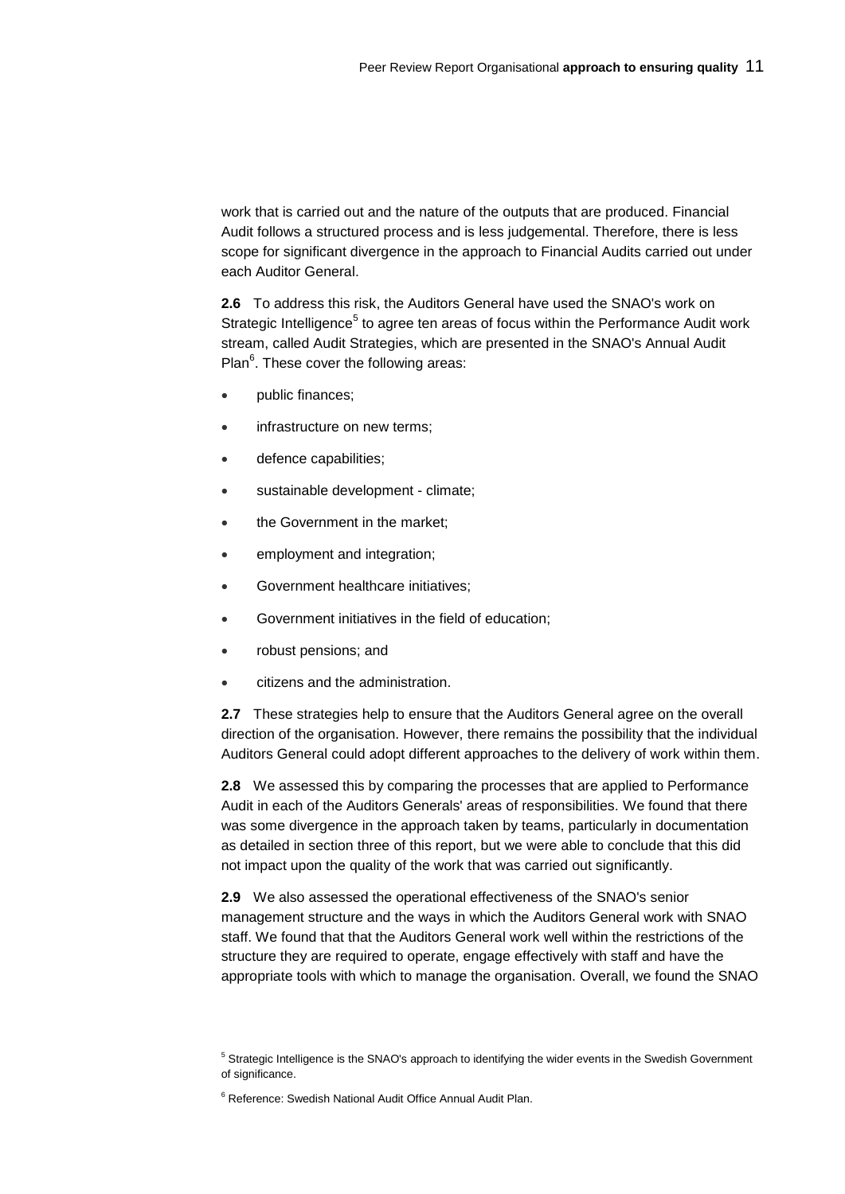work that is carried out and the nature of the outputs that are produced. Financial Audit follows a structured process and is less judgemental. Therefore, there is less scope for significant divergence in the approach to Financial Audits carried out under each Auditor General.

**2.6** To address this risk, the Auditors General have used the SNAO's work on Strategic Intelligence[5] to agree ten areas of focus within the Performance Audit work stream, called Audit Strategies, which are presented in the SNAO's Annual Audit Plan[6]. These cover the following areas:

- public finances;
- infrastructure on new terms;
- defence capabilities;
- sustainable development - climate;
- the Government in the market;
- employment and integration;
- Government healthcare initiatives;
- Government initiatives in the field of education;
- robust pensions; and
- citizens and the administration.

**2.7** These strategies help to ensure that the Auditors General agree on the overall direction of the organisation. However, there remains the possibility that the individual Auditors General could adopt different approaches to the delivery of work within them.

**2.8** We assessed this by comparing the processes that are applied to Performance Audit in each of the Auditors Generals' areas of responsibilities. We found that there was some divergence in the approach taken by teams, particularly in documentation as detailed in section three of this report, but we were able to conclude that this did not impact upon the quality of the work that was carried out significantly.

**2.9** We also assessed the operational effectiveness of the SNAO's senior management structure and the ways in which the Auditors General work with SNAO staff. We found that that the Auditors General work well within the restrictions of the structure they are required to operate, engage effectively with staff and have the appropriate tools with which to manage the organisation. Overall, we found the SNAO

[5] Strategic Intelligence is the SNAO's approach to identifying the wider events in the Swedish Government of significance.

[6] Reference: Swedish National Audit Office Annual Audit Plan.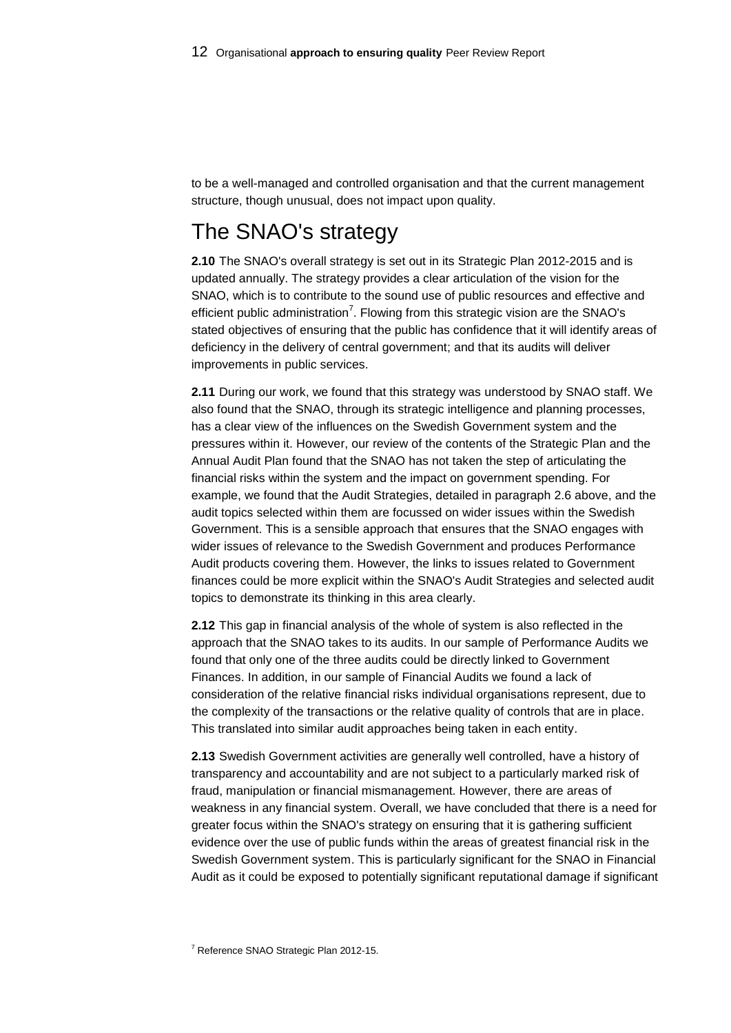to be a well-managed and controlled organisation and that the current management structure, though unusual, does not impact upon quality.

## The SNAO's strategy

**2.10** The SNAO's overall strategy is set out in its Strategic Plan 2012-2015 and is updated annually. The strategy provides a clear articulation of the vision for the SNAO, which is to contribute to the sound use of public resources and effective and efficient public administration[7]. Flowing from this strategic vision are the SNAO's stated objectives of ensuring that the public has confidence that it will identify areas of deficiency in the delivery of central government; and that its audits will deliver improvements in public services.

**2.11** During our work, we found that this strategy was understood by SNAO staff. We also found that the SNAO, through its strategic intelligence and planning processes, has a clear view of the influences on the Swedish Government system and the pressures within it. However, our review of the contents of the Strategic Plan and the Annual Audit Plan found that the SNAO has not taken the step of articulating the financial risks within the system and the impact on government spending. For example, we found that the Audit Strategies, detailed in paragraph 2.6 above, and the audit topics selected within them are focussed on wider issues within the Swedish Government. This is a sensible approach that ensures that the SNAO engages with wider issues of relevance to the Swedish Government and produces Performance Audit products covering them. However, the links to issues related to Government finances could be more explicit within the SNAO's Audit Strategies and selected audit topics to demonstrate its thinking in this area clearly.

**2.12** This gap in financial analysis of the whole of system is also reflected in the approach that the SNAO takes to its audits. In our sample of Performance Audits we found that only one of the three audits could be directly linked to Government Finances. In addition, in our sample of Financial Audits we found a lack of consideration of the relative financial risks individual organisations represent, due to the complexity of the transactions or the relative quality of controls that are in place. This translated into similar audit approaches being taken in each entity.

**2.13** Swedish Government activities are generally well controlled, have a history of transparency and accountability and are not subject to a particularly marked risk of fraud, manipulation or financial mismanagement. However, there are areas of weakness in any financial system. Overall, we have concluded that there is a need for greater focus within the SNAO's strategy on ensuring that it is gathering sufficient evidence over the use of public funds within the areas of greatest financial risk in the Swedish Government system. This is particularly significant for the SNAO in Financial Audit as it could be exposed to potentially significant reputational damage if significant

[7] Reference SNAO Strategic Plan 2012-15.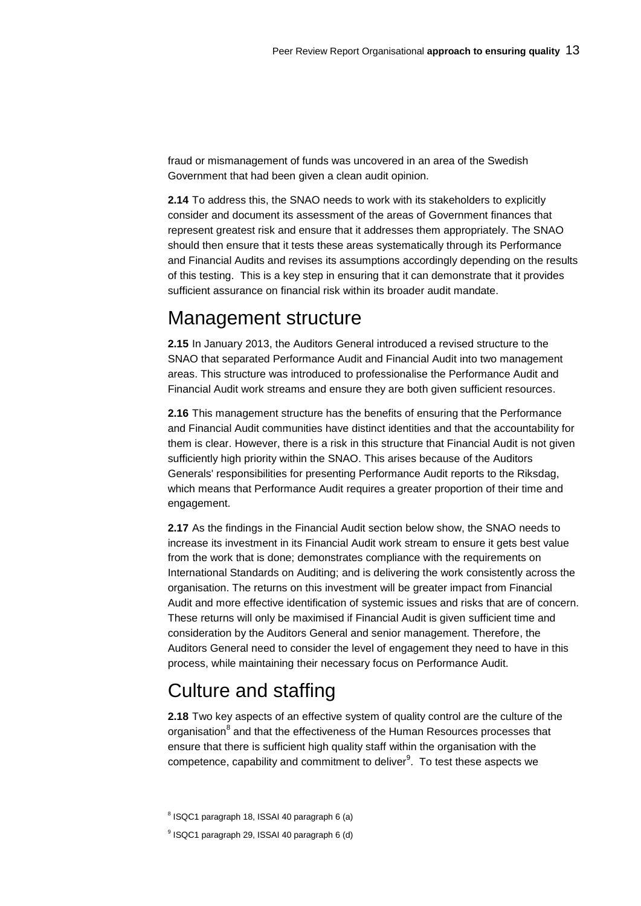fraud or mismanagement of funds was uncovered in an area of the Swedish Government that had been given a clean audit opinion.

**2.14** To address this, the SNAO needs to work with its stakeholders to explicitly consider and document its assessment of the areas of Government finances that represent greatest risk and ensure that it addresses them appropriately. The SNAO should then ensure that it tests these areas systematically through its Performance and Financial Audits and revises its assumptions accordingly depending on the results of this testing. This is a key step in ensuring that it can demonstrate that it provides sufficient assurance on financial risk within its broader audit mandate.

## Management structure

**2.15** In January 2013, the Auditors General introduced a revised structure to the SNAO that separated Performance Audit and Financial Audit into two management areas. This structure was introduced to professionalise the Performance Audit and Financial Audit work streams and ensure they are both given sufficient resources.

**2.16** This management structure has the benefits of ensuring that the Performance and Financial Audit communities have distinct identities and that the accountability for them is clear. However, there is a risk in this structure that Financial Audit is not given sufficiently high priority within the SNAO. This arises because of the Auditors Generals' responsibilities for presenting Performance Audit reports to the Riksdag, which means that Performance Audit requires a greater proportion of their time and engagement.

**2.17** As the findings in the Financial Audit section below show, the SNAO needs to increase its investment in its Financial Audit work stream to ensure it gets best value from the work that is done; demonstrates compliance with the requirements on International Standards on Auditing; and is delivering the work consistently across the organisation. The returns on this investment will be greater impact from Financial Audit and more effective identification of systemic issues and risks that are of concern. These returns will only be maximised if Financial Audit is given sufficient time and consideration by the Auditors General and senior management. Therefore, the Auditors General need to consider the level of engagement they need to have in this process, while maintaining their necessary focus on Performance Audit.

## Culture and staffing

**2.18** Two key aspects of an effective system of quality control are the culture of the organisation[8] and that the effectiveness of the Human Resources processes that ensure that there is sufficient high quality staff within the organisation with the competence, capability and commitment to deliver[9]. To test these aspects we

[8] ISQC1 paragraph 18, ISSAI 40 paragraph 6 (a)

[9] ISQC1 paragraph 29, ISSAI 40 paragraph 6 (d)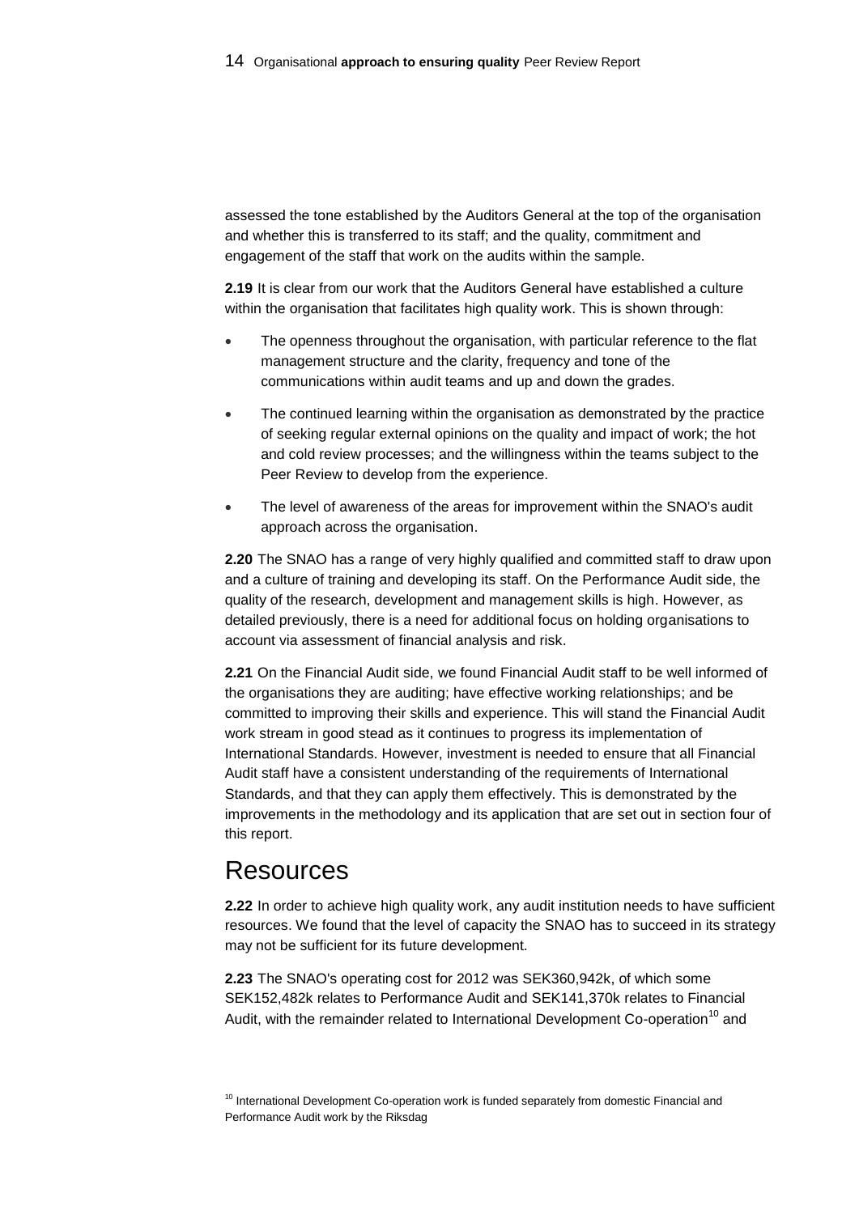assessed the tone established by the Auditors General at the top of the organisation and whether this is transferred to its staff; and the quality, commitment and engagement of the staff that work on the audits within the sample.

**2.19** It is clear from our work that the Auditors General have established a culture within the organisation that facilitates high quality work. This is shown through:

- The openness throughout the organisation, with particular reference to the flat management structure and the clarity, frequency and tone of the communications within audit teams and up and down the grades.
- The continued learning within the organisation as demonstrated by the practice of seeking regular external opinions on the quality and impact of work; the hot and cold review processes; and the willingness within the teams subject to the Peer Review to develop from the experience.
- The level of awareness of the areas for improvement within the SNAO's audit approach across the organisation.

**2.20** The SNAO has a range of very highly qualified and committed staff to draw upon and a culture of training and developing its staff. On the Performance Audit side, the quality of the research, development and management skills is high. However, as detailed previously, there is a need for additional focus on holding organisations to account via assessment of financial analysis and risk.

**2.21** On the Financial Audit side, we found Financial Audit staff to be well informed of the organisations they are auditing; have effective working relationships; and be committed to improving their skills and experience. This will stand the Financial Audit work stream in good stead as it continues to progress its implementation of International Standards. However, investment is needed to ensure that all Financial Audit staff have a consistent understanding of the requirements of International Standards, and that they can apply them effectively. This is demonstrated by the improvements in the methodology and its application that are set out in section four of this report.

# Resources

**2.22** In order to achieve high quality work, any audit institution needs to have sufficient resources. We found that the level of capacity the SNAO has to succeed in its strategy may not be sufficient for its future development.

**2.23** The SNAO's operating cost for 2012 was SEK360,942k, of which some SEK152,482k relates to Performance Audit and SEK141,370k relates to Financial Audit, with the remainder related to International Development Co-operation[10] and

[10] International Development Co-operation work is funded separately from domestic Financial and Performance Audit work by the Riksdag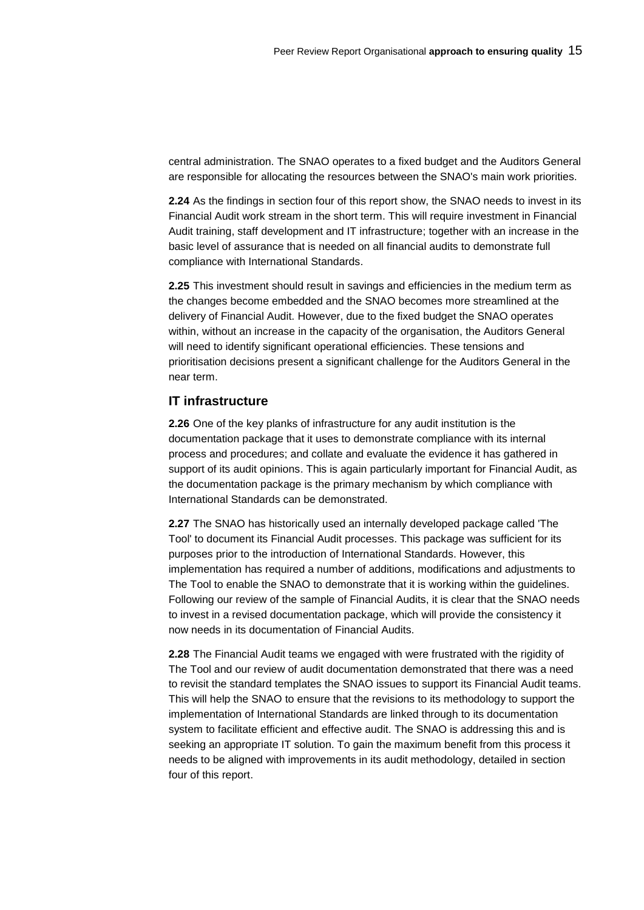central administration. The SNAO operates to a fixed budget and the Auditors General are responsible for allocating the resources between the SNAO's main work priorities.

**2.24** As the findings in section four of this report show, the SNAO needs to invest in its Financial Audit work stream in the short term. This will require investment in Financial Audit training, staff development and IT infrastructure; together with an increase in the basic level of assurance that is needed on all financial audits to demonstrate full compliance with International Standards.

**2.25** This investment should result in savings and efficiencies in the medium term as the changes become embedded and the SNAO becomes more streamlined at the delivery of Financial Audit. However, due to the fixed budget the SNAO operates within, without an increase in the capacity of the organisation, the Auditors General will need to identify significant operational efficiencies. These tensions and prioritisation decisions present a significant challenge for the Auditors General in the near term.

## IT infrastructure

**2.26** One of the key planks of infrastructure for any audit institution is the documentation package that it uses to demonstrate compliance with its internal process and procedures; and collate and evaluate the evidence it has gathered in support of its audit opinions. This is again particularly important for Financial Audit, as the documentation package is the primary mechanism by which compliance with International Standards can be demonstrated.

**2.27** The SNAO has historically used an internally developed package called 'The Tool' to document its Financial Audit processes. This package was sufficient for its purposes prior to the introduction of International Standards. However, this implementation has required a number of additions, modifications and adjustments to The Tool to enable the SNAO to demonstrate that it is working within the guidelines. Following our review of the sample of Financial Audits, it is clear that the SNAO needs to invest in a revised documentation package, which will provide the consistency it now needs in its documentation of Financial Audits.

**2.28** The Financial Audit teams we engaged with were frustrated with the rigidity of The Tool and our review of audit documentation demonstrated that there was a need to revisit the standard templates the SNAO issues to support its Financial Audit teams. This will help the SNAO to ensure that the revisions to its methodology to support the implementation of International Standards are linked through to its documentation system to facilitate efficient and effective audit. The SNAO is addressing this and is seeking an appropriate IT solution. To gain the maximum benefit from this process it needs to be aligned with improvements in its audit methodology, detailed in section four of this report.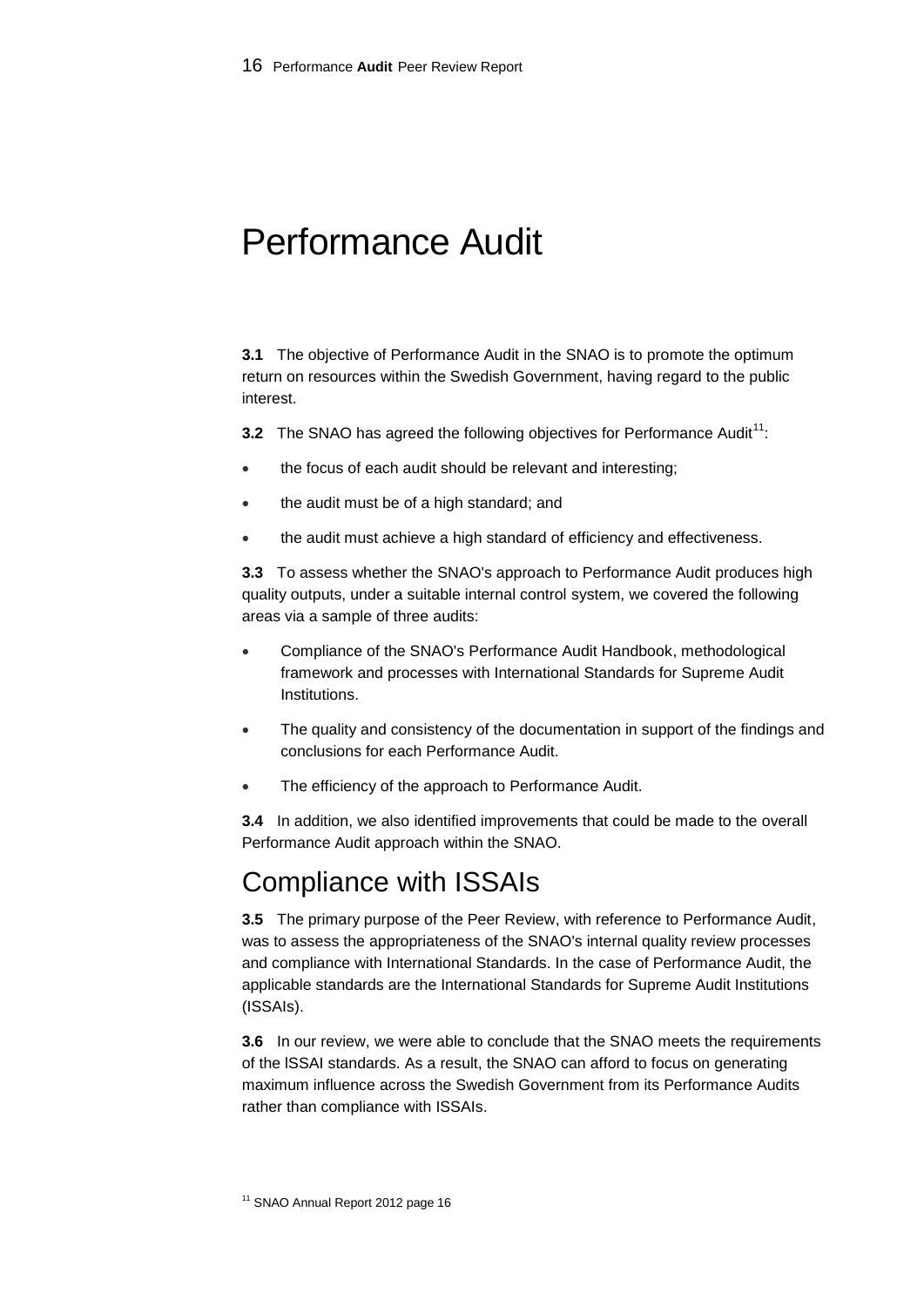# Performance Audit

**3.1** The objective of Performance Audit in the SNAO is to promote the optimum return on resources within the Swedish Government, having regard to the public interest.

**3.2** The SNAO has agreed the following objectives for Performance Audit[11]:

- the focus of each audit should be relevant and interesting;
- the audit must be of a high standard; and
- the audit must achieve a high standard of efficiency and effectiveness.

**3.3** To assess whether the SNAO's approach to Performance Audit produces high quality outputs, under a suitable internal control system, we covered the following areas via a sample of three audits:

- Compliance of the SNAO's Performance Audit Handbook, methodological framework and processes with International Standards for Supreme Audit Institutions.
- The quality and consistency of the documentation in support of the findings and conclusions for each Performance Audit.
- The efficiency of the approach to Performance Audit.

**3.4** In addition, we also identified improvements that could be made to the overall Performance Audit approach within the SNAO.

## Compliance with ISSAIs

**3.5** The primary purpose of the Peer Review, with reference to Performance Audit, was to assess the appropriateness of the SNAO's internal quality review processes and compliance with International Standards. In the case of Performance Audit, the applicable standards are the International Standards for Supreme Audit Institutions (ISSAIs).

**3.6** In our review, we were able to conclude that the SNAO meets the requirements of the lSSAI standards. As a result, the SNAO can afford to focus on generating maximum influence across the Swedish Government from its Performance Audits rather than compliance with ISSAIs.

[11] SNAO Annual Report 2012 page 16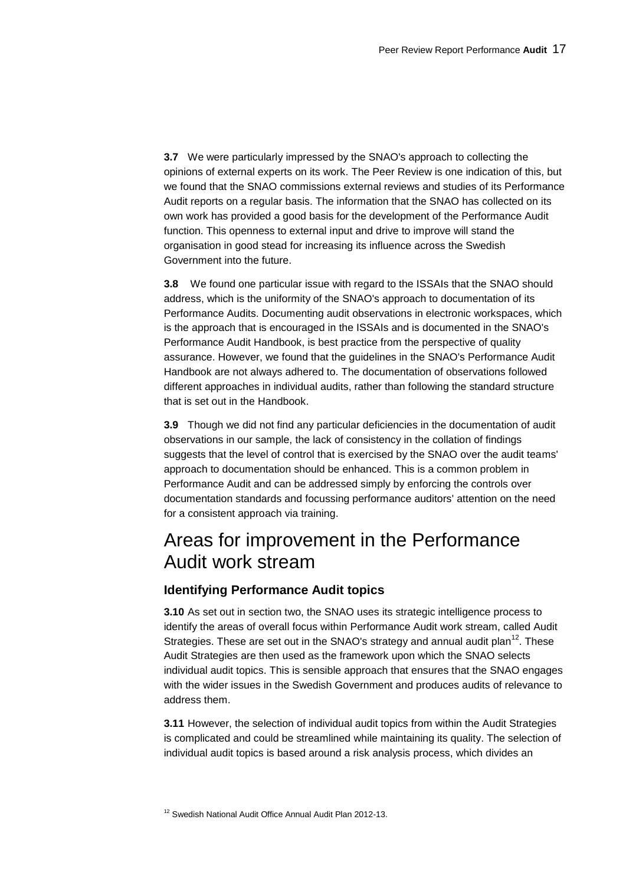**3.7** We were particularly impressed by the SNAO's approach to collecting the opinions of external experts on its work. The Peer Review is one indication of this, but we found that the SNAO commissions external reviews and studies of its Performance Audit reports on a regular basis. The information that the SNAO has collected on its own work has provided a good basis for the development of the Performance Audit function. This openness to external input and drive to improve will stand the organisation in good stead for increasing its influence across the Swedish Government into the future.

**3.8** We found one particular issue with regard to the ISSAIs that the SNAO should address, which is the uniformity of the SNAO's approach to documentation of its Performance Audits. Documenting audit observations in electronic workspaces, which is the approach that is encouraged in the ISSAIs and is documented in the SNAO's Performance Audit Handbook, is best practice from the perspective of quality assurance. However, we found that the guidelines in the SNAO's Performance Audit Handbook are not always adhered to. The documentation of observations followed different approaches in individual audits, rather than following the standard structure that is set out in the Handbook.

**3.9** Though we did not find any particular deficiencies in the documentation of audit observations in our sample, the lack of consistency in the collation of findings suggests that the level of control that is exercised by the SNAO over the audit teams' approach to documentation should be enhanced. This is a common problem in Performance Audit and can be addressed simply by enforcing the controls over documentation standards and focussing performance auditors' attention on the need for a consistent approach via training.

## Areas for improvement in the Performance Audit work stream

### Identifying Performance Audit topics

**3.10** As set out in section two, the SNAO uses its strategic intelligence process to identify the areas of overall focus within Performance Audit work stream, called Audit Strategies. These are set out in the SNAO's strategy and annual audit plan[12]. These Audit Strategies are then used as the framework upon which the SNAO selects individual audit topics. This is sensible approach that ensures that the SNAO engages with the wider issues in the Swedish Government and produces audits of relevance to address them.

**3.11** However, the selection of individual audit topics from within the Audit Strategies is complicated and could be streamlined while maintaining its quality. The selection of individual audit topics is based around a risk analysis process, which divides an

[12] Swedish National Audit Office Annual Audit Plan 2012-13.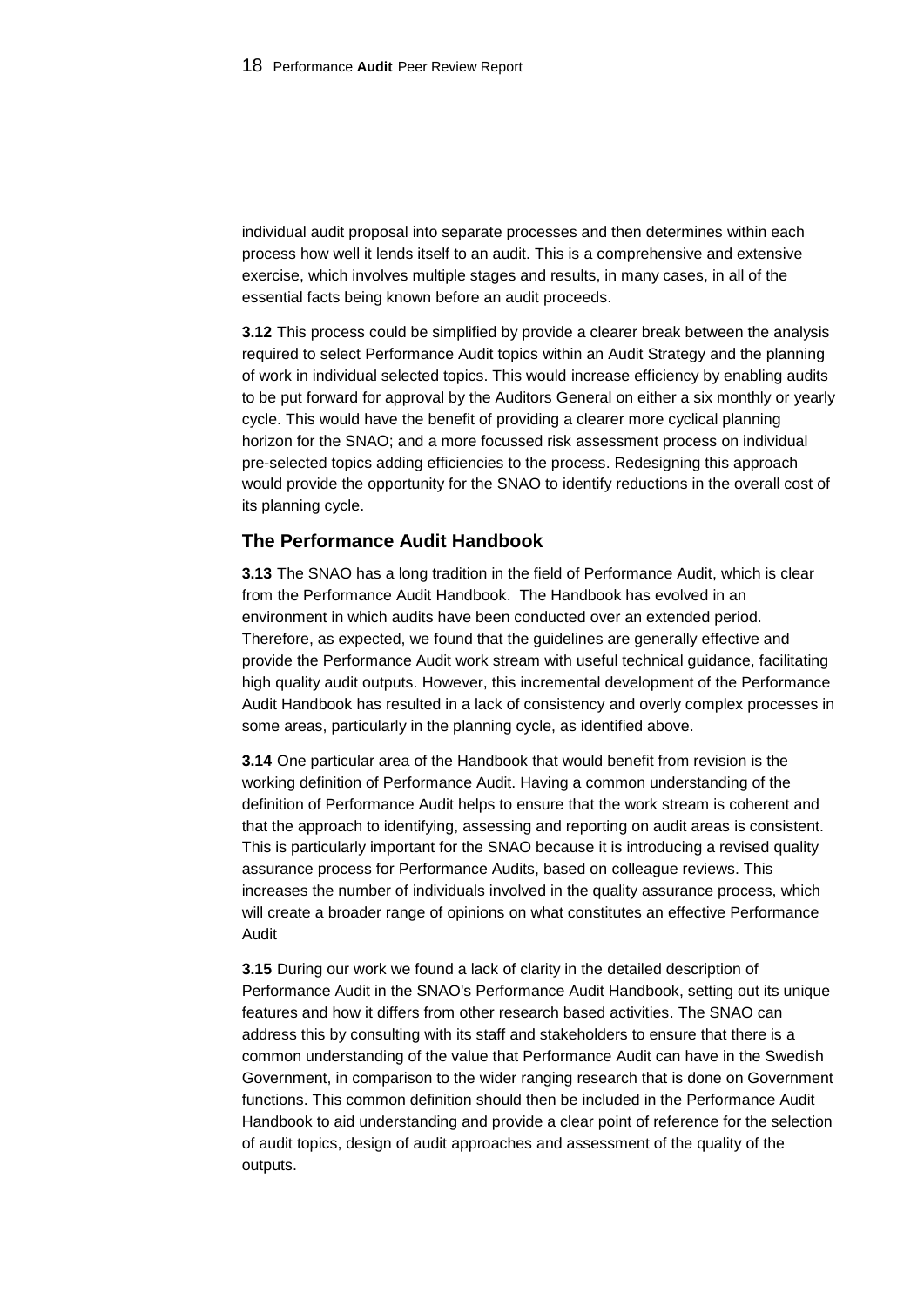individual audit proposal into separate processes and then determines within each process how well it lends itself to an audit. This is a comprehensive and extensive exercise, which involves multiple stages and results, in many cases, in all of the essential facts being known before an audit proceeds.

**3.12** This process could be simplified by provide a clearer break between the analysis required to select Performance Audit topics within an Audit Strategy and the planning of work in individual selected topics. This would increase efficiency by enabling audits to be put forward for approval by the Auditors General on either a six monthly or yearly cycle. This would have the benefit of providing a clearer more cyclical planning horizon for the SNAO; and a more focussed risk assessment process on individual pre-selected topics adding efficiencies to the process. Redesigning this approach would provide the opportunity for the SNAO to identify reductions in the overall cost of its planning cycle.

## The Performance Audit Handbook

**3.13** The SNAO has a long tradition in the field of Performance Audit, which is clear from the Performance Audit Handbook. The Handbook has evolved in an environment in which audits have been conducted over an extended period. Therefore, as expected, we found that the guidelines are generally effective and provide the Performance Audit work stream with useful technical guidance, facilitating high quality audit outputs. However, this incremental development of the Performance Audit Handbook has resulted in a lack of consistency and overly complex processes in some areas, particularly in the planning cycle, as identified above.

**3.14** One particular area of the Handbook that would benefit from revision is the working definition of Performance Audit. Having a common understanding of the definition of Performance Audit helps to ensure that the work stream is coherent and that the approach to identifying, assessing and reporting on audit areas is consistent. This is particularly important for the SNAO because it is introducing a revised quality assurance process for Performance Audits, based on colleague reviews. This increases the number of individuals involved in the quality assurance process, which will create a broader range of opinions on what constitutes an effective Performance Audit

**3.15** During our work we found a lack of clarity in the detailed description of Performance Audit in the SNAO's Performance Audit Handbook, setting out its unique features and how it differs from other research based activities. The SNAO can address this by consulting with its staff and stakeholders to ensure that there is a common understanding of the value that Performance Audit can have in the Swedish Government, in comparison to the wider ranging research that is done on Government functions. This common definition should then be included in the Performance Audit Handbook to aid understanding and provide a clear point of reference for the selection of audit topics, design of audit approaches and assessment of the quality of the outputs.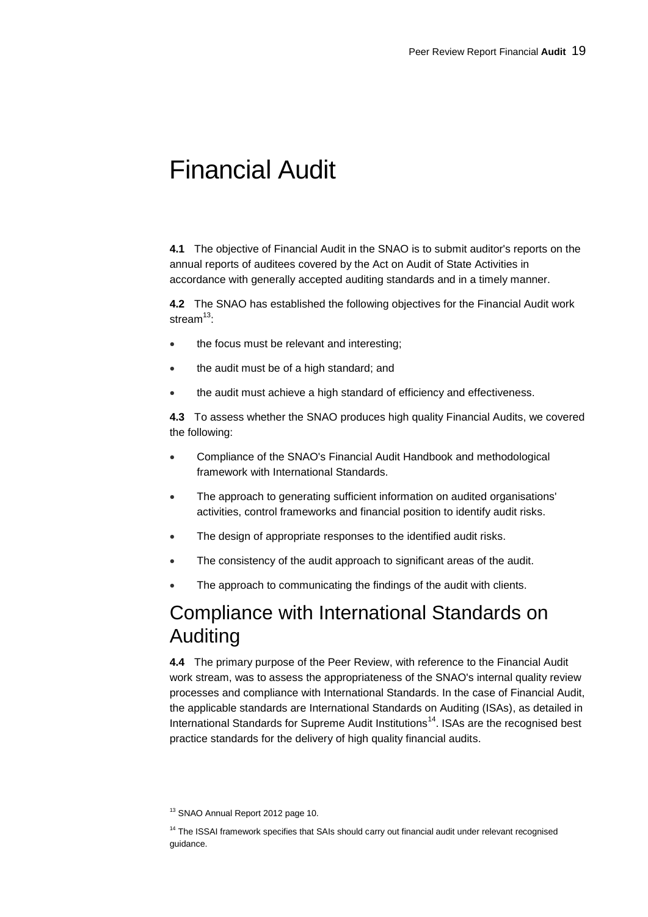# Financial Audit

**4.1** The objective of Financial Audit in the SNAO is to submit auditor's reports on the annual reports of auditees covered by the Act on Audit of State Activities in accordance with generally accepted auditing standards and in a timely manner.

**4.2** The SNAO has established the following objectives for the Financial Audit work stream[13]:

- the focus must be relevant and interesting;
- the audit must be of a high standard; and
- the audit must achieve a high standard of efficiency and effectiveness.

**4.3** To assess whether the SNAO produces high quality Financial Audits, we covered the following:

- Compliance of the SNAO's Financial Audit Handbook and methodological framework with International Standards.
- The approach to generating sufficient information on audited organisations' activities, control frameworks and financial position to identify audit risks.
- The design of appropriate responses to the identified audit risks.
- The consistency of the audit approach to significant areas of the audit.
- The approach to communicating the findings of the audit with clients.

## Compliance with International Standards on Auditing

**4.4** The primary purpose of the Peer Review, with reference to the Financial Audit work stream, was to assess the appropriateness of the SNAO's internal quality review processes and compliance with International Standards. In the case of Financial Audit, the applicable standards are International Standards on Auditing (ISAs), as detailed in International Standards for Supreme Audit Institutions[14]. ISAs are the recognised best practice standards for the delivery of high quality financial audits.

[13] SNAO Annual Report 2012 page 10.

[14] The ISSAI framework specifies that SAIs should carry out financial audit under relevant recognised guidance.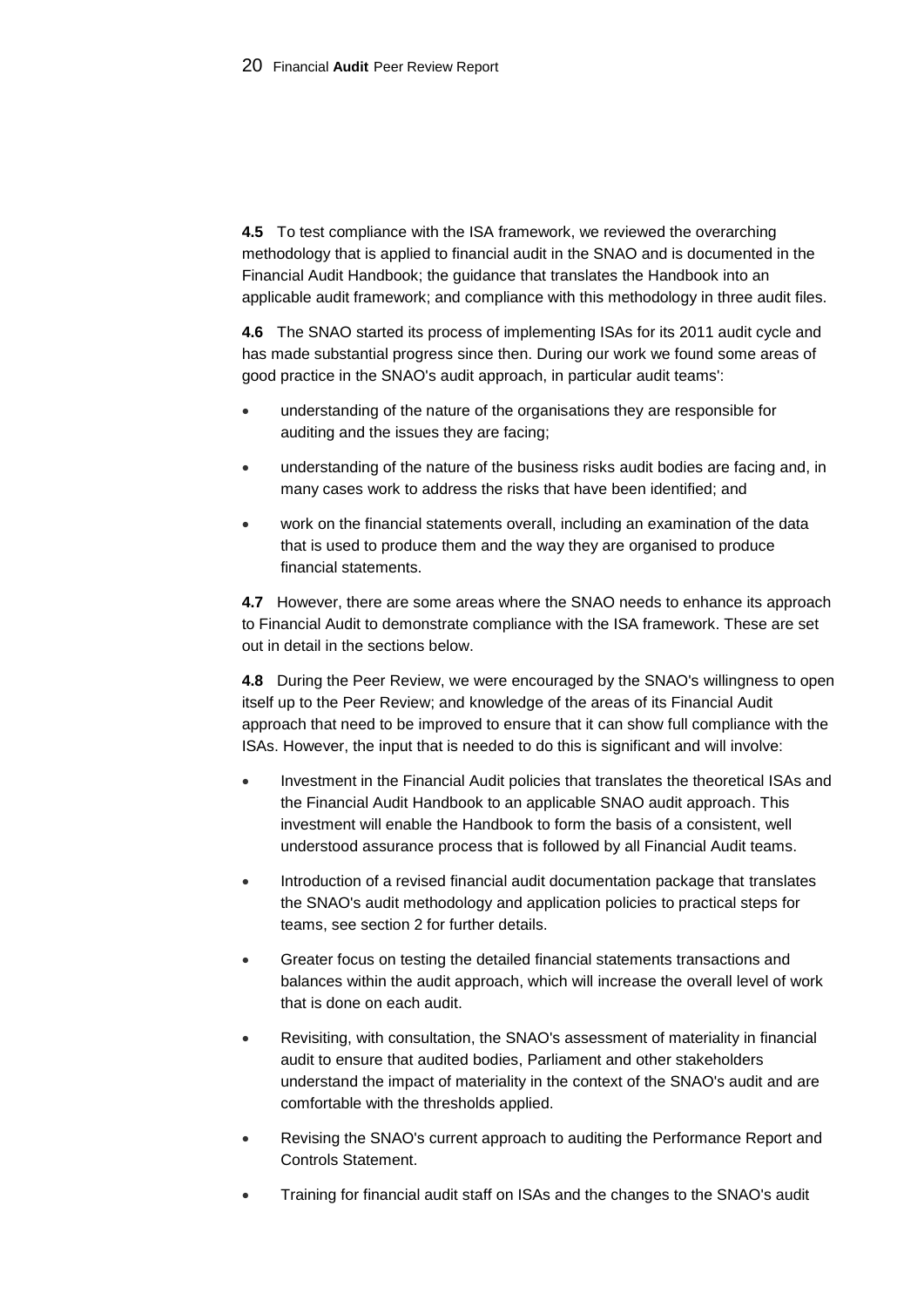**4.5** To test compliance with the ISA framework, we reviewed the overarching methodology that is applied to financial audit in the SNAO and is documented in the Financial Audit Handbook; the guidance that translates the Handbook into an applicable audit framework; and compliance with this methodology in three audit files.

**4.6** The SNAO started its process of implementing ISAs for its 2011 audit cycle and has made substantial progress since then. During our work we found some areas of good practice in the SNAO's audit approach, in particular audit teams':

- understanding of the nature of the organisations they are responsible for auditing and the issues they are facing;
- understanding of the nature of the business risks audit bodies are facing and, in many cases work to address the risks that have been identified; and
- work on the financial statements overall, including an examination of the data that is used to produce them and the way they are organised to produce financial statements.

**4.7** However, there are some areas where the SNAO needs to enhance its approach to Financial Audit to demonstrate compliance with the ISA framework. These are set out in detail in the sections below.

**4.8** During the Peer Review, we were encouraged by the SNAO's willingness to open itself up to the Peer Review; and knowledge of the areas of its Financial Audit approach that need to be improved to ensure that it can show full compliance with the ISAs. However, the input that is needed to do this is significant and will involve:

- Investment in the Financial Audit policies that translates the theoretical ISAs and the Financial Audit Handbook to an applicable SNAO audit approach. This investment will enable the Handbook to form the basis of a consistent, well understood assurance process that is followed by all Financial Audit teams.
- Introduction of a revised financial audit documentation package that translates the SNAO's audit methodology and application policies to practical steps for teams, see section 2 for further details.
- Greater focus on testing the detailed financial statements transactions and balances within the audit approach, which will increase the overall level of work that is done on each audit.
- Revisiting, with consultation, the SNAO's assessment of materiality in financial audit to ensure that audited bodies, Parliament and other stakeholders understand the impact of materiality in the context of the SNAO's audit and are comfortable with the thresholds applied.
- Revising the SNAO's current approach to auditing the Performance Report and Controls Statement.
- Training for financial audit staff on ISAs and the changes to the SNAO's audit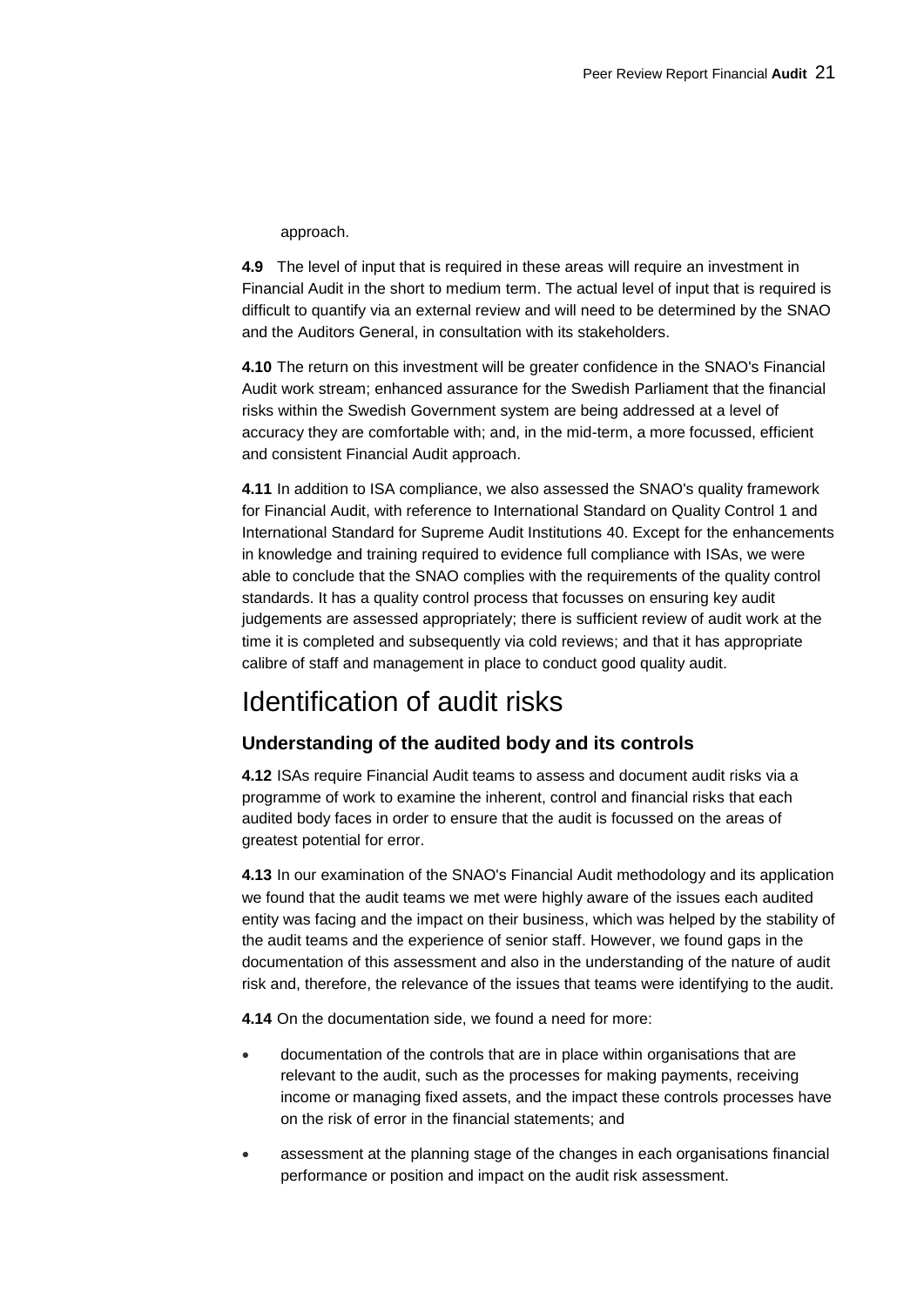approach.

**4.9** The level of input that is required in these areas will require an investment in Financial Audit in the short to medium term. The actual level of input that is required is difficult to quantify via an external review and will need to be determined by the SNAO and the Auditors General, in consultation with its stakeholders.

**4.10** The return on this investment will be greater confidence in the SNAO's Financial Audit work stream; enhanced assurance for the Swedish Parliament that the financial risks within the Swedish Government system are being addressed at a level of accuracy they are comfortable with; and, in the mid-term, a more focussed, efficient and consistent Financial Audit approach.

**4.11** In addition to ISA compliance, we also assessed the SNAO's quality framework for Financial Audit, with reference to International Standard on Quality Control 1 and International Standard for Supreme Audit Institutions 40. Except for the enhancements in knowledge and training required to evidence full compliance with ISAs, we were able to conclude that the SNAO complies with the requirements of the quality control standards. It has a quality control process that focusses on ensuring key audit judgements are assessed appropriately; there is sufficient review of audit work at the time it is completed and subsequently via cold reviews; and that it has appropriate calibre of staff and management in place to conduct good quality audit.

# Identification of audit risks

### Understanding of the audited body and its controls

**4.12** ISAs require Financial Audit teams to assess and document audit risks via a programme of work to examine the inherent, control and financial risks that each audited body faces in order to ensure that the audit is focussed on the areas of greatest potential for error.

**4.13** In our examination of the SNAO's Financial Audit methodology and its application we found that the audit teams we met were highly aware of the issues each audited entity was facing and the impact on their business, which was helped by the stability of the audit teams and the experience of senior staff. However, we found gaps in the documentation of this assessment and also in the understanding of the nature of audit risk and, therefore, the relevance of the issues that teams were identifying to the audit.

**4.14** On the documentation side, we found a need for more:

- documentation of the controls that are in place within organisations that are relevant to the audit, such as the processes for making payments, receiving income or managing fixed assets, and the impact these controls processes have on the risk of error in the financial statements; and
- assessment at the planning stage of the changes in each organisations financial performance or position and impact on the audit risk assessment.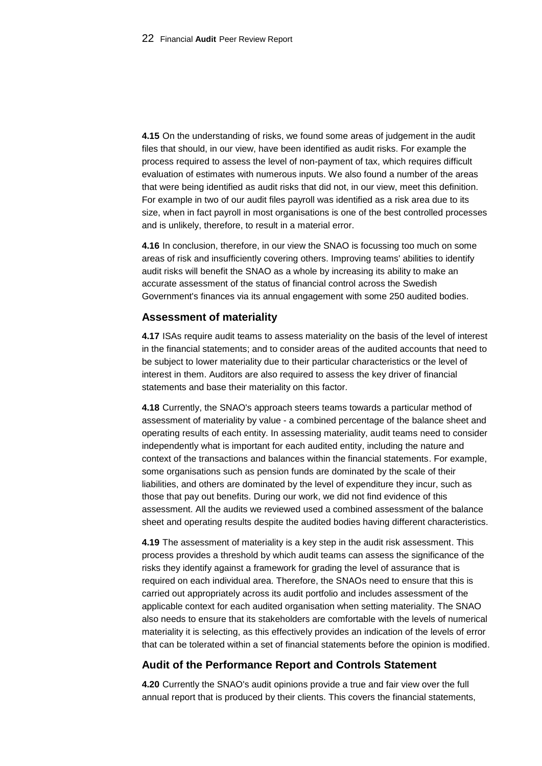**4.15** On the understanding of risks, we found some areas of judgement in the audit files that should, in our view, have been identified as audit risks. For example the process required to assess the level of non-payment of tax, which requires difficult evaluation of estimates with numerous inputs. We also found a number of the areas that were being identified as audit risks that did not, in our view, meet this definition. For example in two of our audit files payroll was identified as a risk area due to its size, when in fact payroll in most organisations is one of the best controlled processes and is unlikely, therefore, to result in a material error.

**4.16** In conclusion, therefore, in our view the SNAO is focussing too much on some areas of risk and insufficiently covering others. Improving teams' abilities to identify audit risks will benefit the SNAO as a whole by increasing its ability to make an accurate assessment of the status of financial control across the Swedish Government's finances via its annual engagement with some 250 audited bodies.

## Assessment of materiality

**4.17** ISAs require audit teams to assess materiality on the basis of the level of interest in the financial statements; and to consider areas of the audited accounts that need to be subject to lower materiality due to their particular characteristics or the level of interest in them. Auditors are also required to assess the key driver of financial statements and base their materiality on this factor.

**4.18** Currently, the SNAO's approach steers teams towards a particular method of assessment of materiality by value - a combined percentage of the balance sheet and operating results of each entity. In assessing materiality, audit teams need to consider independently what is important for each audited entity, including the nature and context of the transactions and balances within the financial statements. For example, some organisations such as pension funds are dominated by the scale of their liabilities, and others are dominated by the level of expenditure they incur, such as those that pay out benefits. During our work, we did not find evidence of this assessment. All the audits we reviewed used a combined assessment of the balance sheet and operating results despite the audited bodies having different characteristics.

**4.19** The assessment of materiality is a key step in the audit risk assessment. This process provides a threshold by which audit teams can assess the significance of the risks they identify against a framework for grading the level of assurance that is required on each individual area. Therefore, the SNAOs need to ensure that this is carried out appropriately across its audit portfolio and includes assessment of the applicable context for each audited organisation when setting materiality. The SNAO also needs to ensure that its stakeholders are comfortable with the levels of numerical materiality it is selecting, as this effectively provides an indication of the levels of error that can be tolerated within a set of financial statements before the opinion is modified.

## Audit of the Performance Report and Controls Statement

**4.20** Currently the SNAO's audit opinions provide a true and fair view over the full annual report that is produced by their clients. This covers the financial statements,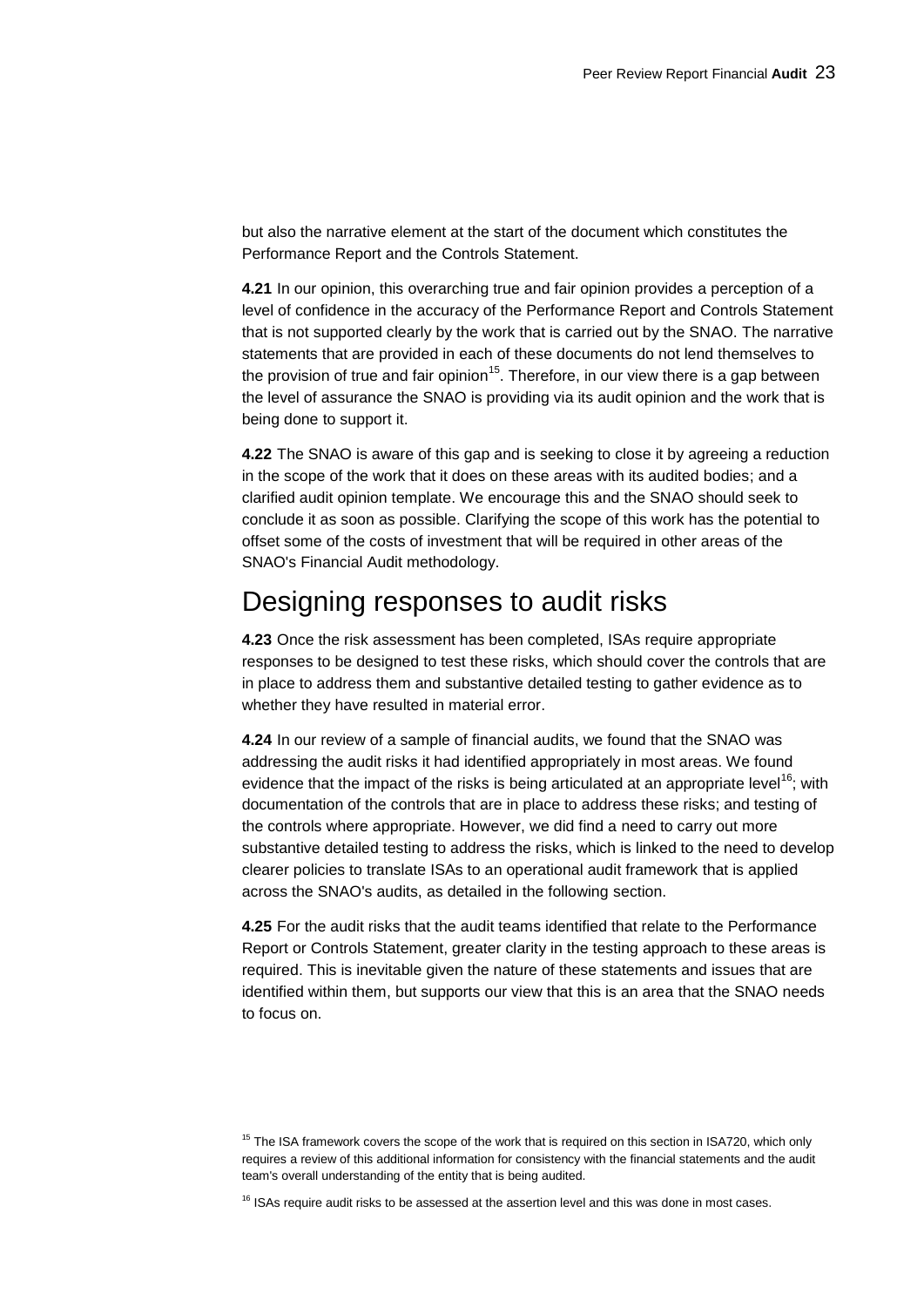but also the narrative element at the start of the document which constitutes the Performance Report and the Controls Statement.

**4.21** In our opinion, this overarching true and fair opinion provides a perception of a level of confidence in the accuracy of the Performance Report and Controls Statement that is not supported clearly by the work that is carried out by the SNAO. The narrative statements that are provided in each of these documents do not lend themselves to the provision of true and fair opinion[15]. Therefore, in our view there is a gap between the level of assurance the SNAO is providing via its audit opinion and the work that is being done to support it.

**4.22** The SNAO is aware of this gap and is seeking to close it by agreeing a reduction in the scope of the work that it does on these areas with its audited bodies; and a clarified audit opinion template. We encourage this and the SNAO should seek to conclude it as soon as possible. Clarifying the scope of this work has the potential to offset some of the costs of investment that will be required in other areas of the SNAO's Financial Audit methodology.

## Designing responses to audit risks

**4.23** Once the risk assessment has been completed, ISAs require appropriate responses to be designed to test these risks, which should cover the controls that are in place to address them and substantive detailed testing to gather evidence as to whether they have resulted in material error.

**4.24** In our review of a sample of financial audits, we found that the SNAO was addressing the audit risks it had identified appropriately in most areas. We found evidence that the impact of the risks is being articulated at an appropriate level[16]; with documentation of the controls that are in place to address these risks; and testing of the controls where appropriate. However, we did find a need to carry out more substantive detailed testing to address the risks, which is linked to the need to develop clearer policies to translate ISAs to an operational audit framework that is applied across the SNAO's audits, as detailed in the following section.

**4.25** For the audit risks that the audit teams identified that relate to the Performance Report or Controls Statement, greater clarity in the testing approach to these areas is required. This is inevitable given the nature of these statements and issues that are identified within them, but supports our view that this is an area that the SNAO needs to focus on.

[15] The ISA framework covers the scope of the work that is required on this section in ISA720, which only requires a review of this additional information for consistency with the financial statements and the audit team's overall understanding of the entity that is being audited.

[16] ISAs require audit risks to be assessed at the assertion level and this was done in most cases.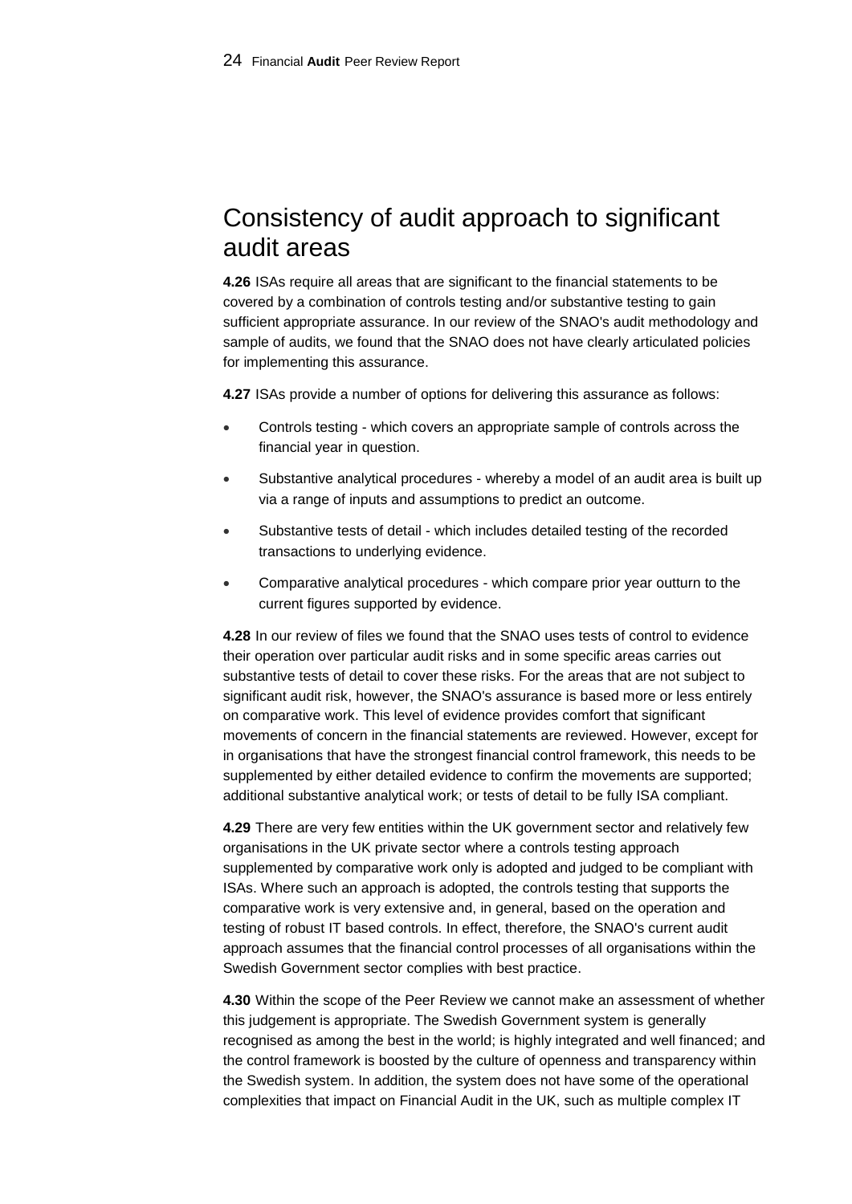## Consistency of audit approach to significant audit areas

**4.26** ISAs require all areas that are significant to the financial statements to be covered by a combination of controls testing and/or substantive testing to gain sufficient appropriate assurance. In our review of the SNAO's audit methodology and sample of audits, we found that the SNAO does not have clearly articulated policies for implementing this assurance.

**4.27** ISAs provide a number of options for delivering this assurance as follows:

- Controls testing - which covers an appropriate sample of controls across the financial year in question.
- Substantive analytical procedures - whereby a model of an audit area is built up via a range of inputs and assumptions to predict an outcome.
- Substantive tests of detail - which includes detailed testing of the recorded transactions to underlying evidence.
- Comparative analytical procedures - which compare prior year outturn to the current figures supported by evidence.

**4.28** In our review of files we found that the SNAO uses tests of control to evidence their operation over particular audit risks and in some specific areas carries out substantive tests of detail to cover these risks. For the areas that are not subject to significant audit risk, however, the SNAO's assurance is based more or less entirely on comparative work. This level of evidence provides comfort that significant movements of concern in the financial statements are reviewed. However, except for in organisations that have the strongest financial control framework, this needs to be supplemented by either detailed evidence to confirm the movements are supported; additional substantive analytical work; or tests of detail to be fully ISA compliant.

**4.29** There are very few entities within the UK government sector and relatively few organisations in the UK private sector where a controls testing approach supplemented by comparative work only is adopted and judged to be compliant with ISAs. Where such an approach is adopted, the controls testing that supports the comparative work is very extensive and, in general, based on the operation and testing of robust IT based controls. In effect, therefore, the SNAO's current audit approach assumes that the financial control processes of all organisations within the Swedish Government sector complies with best practice.

**4.30** Within the scope of the Peer Review we cannot make an assessment of whether this judgement is appropriate. The Swedish Government system is generally recognised as among the best in the world; is highly integrated and well financed; and the control framework is boosted by the culture of openness and transparency within the Swedish system. In addition, the system does not have some of the operational complexities that impact on Financial Audit in the UK, such as multiple complex IT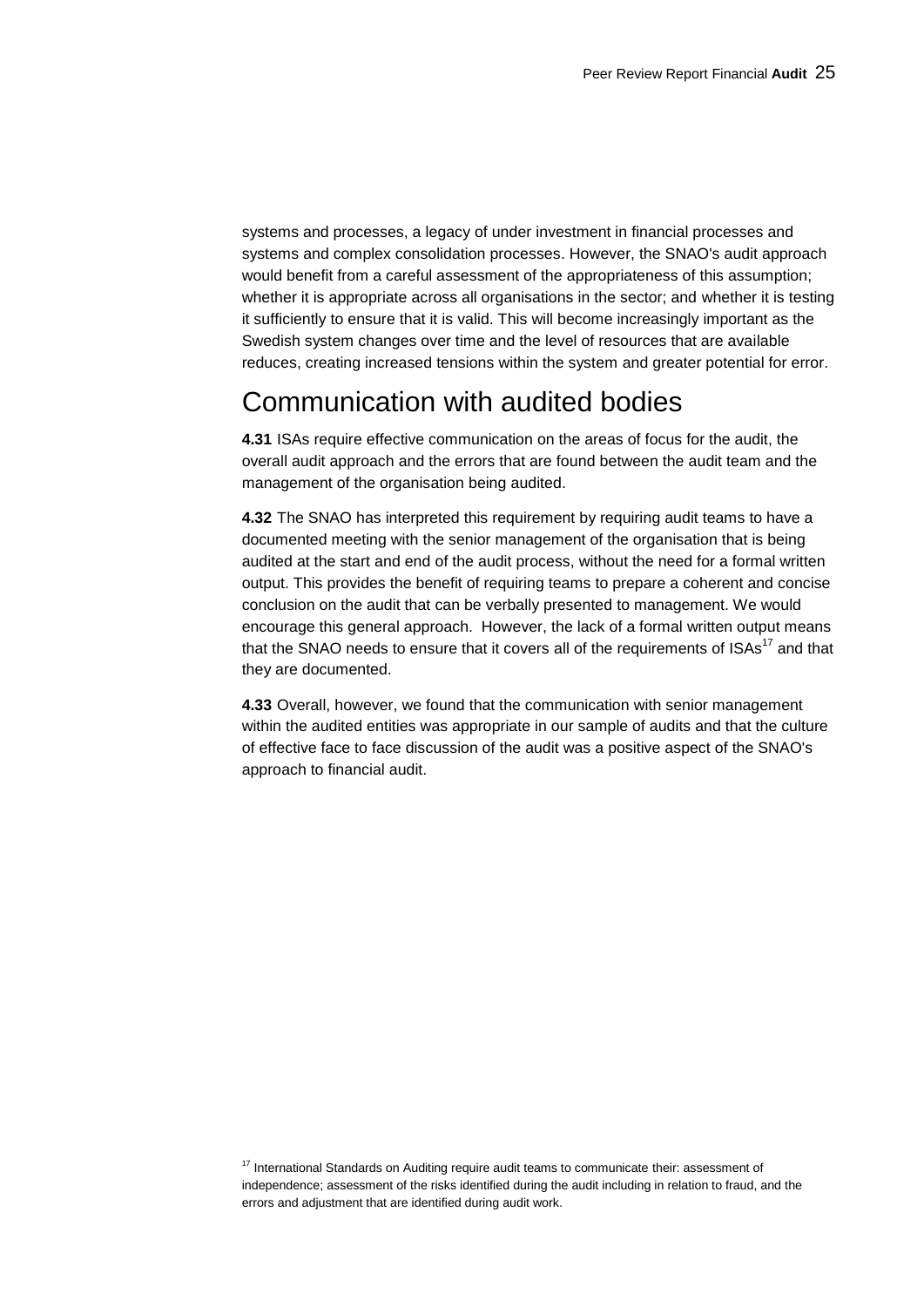systems and processes, a legacy of under investment in financial processes and systems and complex consolidation processes. However, the SNAO's audit approach would benefit from a careful assessment of the appropriateness of this assumption; whether it is appropriate across all organisations in the sector; and whether it is testing it sufficiently to ensure that it is valid. This will become increasingly important as the Swedish system changes over time and the level of resources that are available reduces, creating increased tensions within the system and greater potential for error.

## Communication with audited bodies

**4.31** ISAs require effective communication on the areas of focus for the audit, the overall audit approach and the errors that are found between the audit team and the management of the organisation being audited.

**4.32** The SNAO has interpreted this requirement by requiring audit teams to have a documented meeting with the senior management of the organisation that is being audited at the start and end of the audit process, without the need for a formal written output. This provides the benefit of requiring teams to prepare a coherent and concise conclusion on the audit that can be verbally presented to management. We would encourage this general approach. However, the lack of a formal written output means that the SNAO needs to ensure that it covers all of the requirements of ISAs[17] and that they are documented.

**4.33** Overall, however, we found that the communication with senior management within the audited entities was appropriate in our sample of audits and that the culture of effective face to face discussion of the audit was a positive aspect of the SNAO's approach to financial audit.

[17] International Standards on Auditing require audit teams to communicate their: assessment of independence; assessment of the risks identified during the audit including in relation to fraud, and the errors and adjustment that are identified during audit work.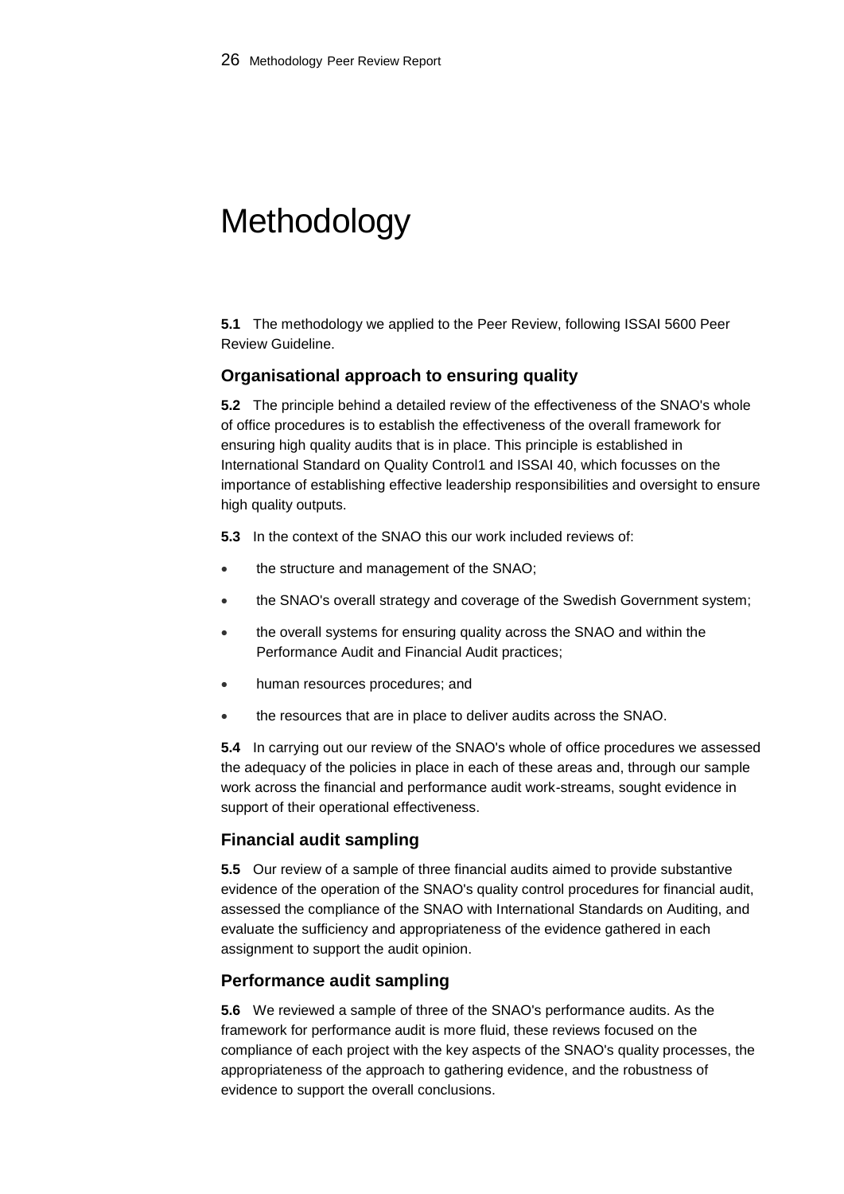# Methodology

**5.1** The methodology we applied to the Peer Review, following ISSAI 5600 Peer Review Guideline.

## Organisational approach to ensuring quality

**5.2** The principle behind a detailed review of the effectiveness of the SNAO's whole of office procedures is to establish the effectiveness of the overall framework for ensuring high quality audits that is in place. This principle is established in International Standard on Quality Control1 and ISSAI 40, which focusses on the importance of establishing effective leadership responsibilities and oversight to ensure high quality outputs.

**5.3** In the context of the SNAO this our work included reviews of:

- the structure and management of the SNAO;
- the SNAO's overall strategy and coverage of the Swedish Government system;
- the overall systems for ensuring quality across the SNAO and within the Performance Audit and Financial Audit practices;
- human resources procedures; and
- the resources that are in place to deliver audits across the SNAO.

**5.4** In carrying out our review of the SNAO's whole of office procedures we assessed the adequacy of the policies in place in each of these areas and, through our sample work across the financial and performance audit work-streams, sought evidence in support of their operational effectiveness.

## Financial audit sampling

**5.5** Our review of a sample of three financial audits aimed to provide substantive evidence of the operation of the SNAO's quality control procedures for financial audit, assessed the compliance of the SNAO with International Standards on Auditing, and evaluate the sufficiency and appropriateness of the evidence gathered in each assignment to support the audit opinion.

## Performance audit sampling

**5.6** We reviewed a sample of three of the SNAO's performance audits. As the framework for performance audit is more fluid, these reviews focused on the compliance of each project with the key aspects of the SNAO's quality processes, the appropriateness of the approach to gathering evidence, and the robustness of evidence to support the overall conclusions.